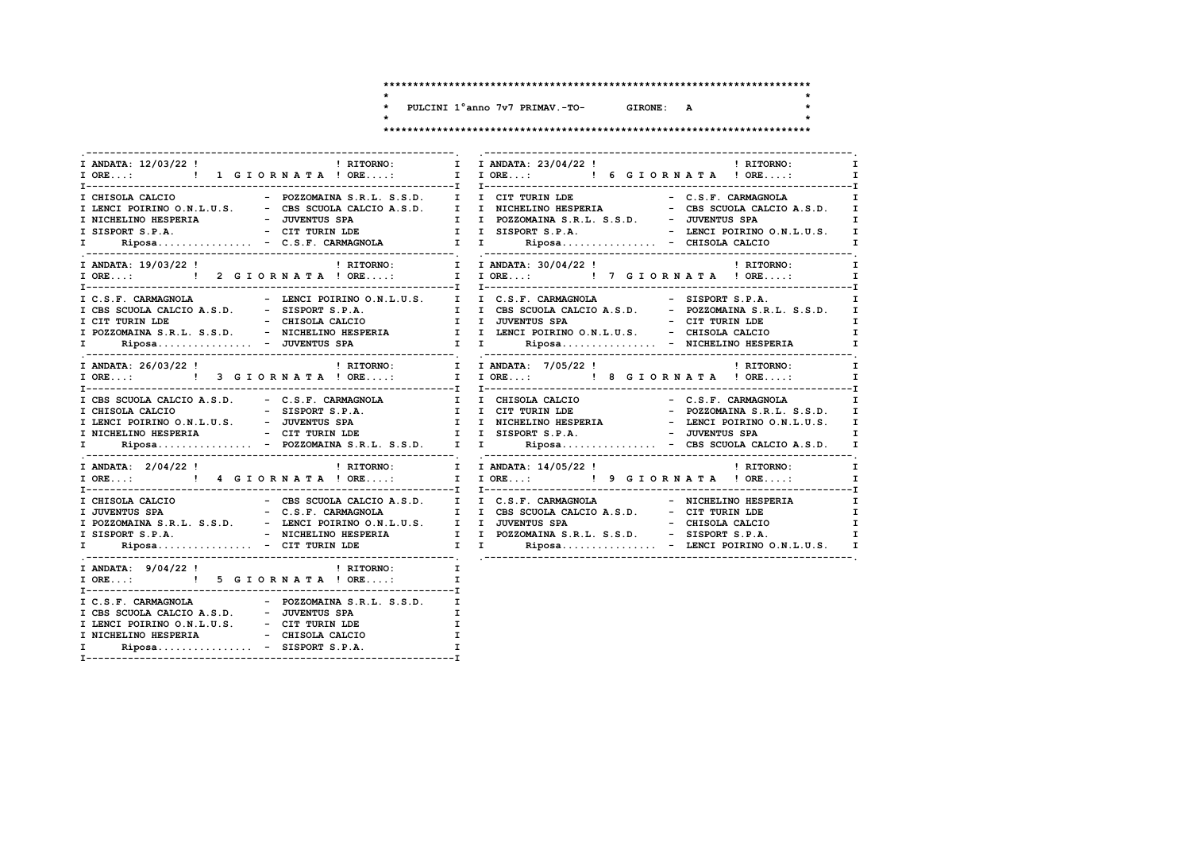# PULCINI 1°anno 7v7 PRIMAV.-TO- GIRONE: A

| ANDATA: 12/03/22 | 1 GIORNATA | RITORNO: |
|---|---|---|
| ORE...: | | ORE....: |
| CHISOLA CALCIO | - | POZZOMAINA S.R.L. S.S.D. |
| LENCI POIRINO O.N.L.U.S. | - | CBS SCUOLA CALCIO A.S.D. |
| NICHELINO HESPERIA | - | JUVENTUS SPA |
| SISPORT S.P.A. | - | CIT TURIN LDE |
| Riposa................ | - | C.S.F. CARMAGNOLA |

| ANDATA: 19/03/22 | 2 GIORNATA | RITORNO: |
|---|---|---|
| ORE...: | | ORE....: |
| C.S.F. CARMAGNOLA | - | LENCI POIRINO O.N.L.U.S. |
| CBS SCUOLA CALCIO A.S.D. | - | SISPORT S.P.A. |
| CIT TURIN LDE | - | CHISOLA CALCIO |
| POZZOMAINA S.R.L. S.S.D. | - | NICHELINO HESPERIA |
| Riposa................ | - | JUVENTUS SPA |

| ANDATA: 26/03/22 | 3 GIORNATA | RITORNO: |
|---|---|---|
| ORE...: | | ORE....: |
| CBS SCUOLA CALCIO A.S.D. | - | C.S.F. CARMAGNOLA |
| CHISOLA CALCIO | - | SISPORT S.P.A. |
| LENCI POIRINO O.N.L.U.S. | - | JUVENTUS SPA |
| NICHELINO HESPERIA | - | CIT TURIN LDE |
| Riposa................ | - | POZZOMAINA S.R.L. S.S.D. |

| ANDATA: 2/04/22 | 4 GIORNATA | RITORNO: |
|---|---|---|
| ORE...: | | ORE....: |
| CHISOLA CALCIO | - | CBS SCUOLA CALCIO A.S.D. |
| JUVENTUS SPA | - | C.S.F. CARMAGNOLA |
| POZZOMAINA S.R.L. S.S.D. | - | LENCI POIRINO O.N.L.U.S. |
| SISPORT S.P.A. | - | NICHELINO HESPERIA |
| Riposa................ | - | CIT TURIN LDE |

| ANDATA: 9/04/22 | 5 GIORNATA | RITORNO: |
|---|---|---|
| ORE...: | | ORE....: |
| C.S.F. CARMAGNOLA | - | POZZOMAINA S.R.L. S.S.D. |
| CBS SCUOLA CALCIO A.S.D. | - | JUVENTUS SPA |
| LENCI POIRINO O.N.L.U.S. | - | CIT TURIN LDE |
| NICHELINO HESPERIA | - | CHISOLA CALCIO |
| Riposa................ | - | SISPORT S.P.A. |

| ANDATA: 23/04/22 | 6 GIORNATA | RITORNO: |
|---|---|---|
| ORE...: | | ORE....: |
| CIT TURIN LDE | - | C.S.F. CARMAGNOLA |
| NICHELINO HESPERIA | - | CBS SCUOLA CALCIO A.S.D. |
| POZZOMAINA S.R.L. S.S.D. | - | JUVENTUS SPA |
| SISPORT S.P.A. | - | LENCI POIRINO O.N.L.U.S. |
| Riposa................ | - | CHISOLA CALCIO |

| ANDATA: 30/04/22 | 7 GIORNATA | RITORNO: |
|---|---|---|
| ORE...: | | ORE....: |
| C.S.F. CARMAGNOLA | - | SISPORT S.P.A. |
| CBS SCUOLA CALCIO A.S.D. | - | POZZOMAINA S.R.L. S.S.D. |
| JUVENTUS SPA | - | CIT TURIN LDE |
| LENCI POIRINO O.N.L.U.S. | - | CHISOLA CALCIO |
| Riposa................ | - | NICHELINO HESPERIA |

| ANDATA: 7/05/22 | 8 GIORNATA | RITORNO: |
|---|---|---|
| ORE...: | | ORE....: |
| CHISOLA CALCIO | - | C.S.F. CARMAGNOLA |
| CIT TURIN LDE | - | POZZOMAINA S.R.L. S.S.D. |
| NICHELINO HESPERIA | - | LENCI POIRINO O.N.L.U.S. |
| SISPORT S.P.A. | - | JUVENTUS SPA |
| Riposa................ | - | CBS SCUOLA CALCIO A.S.D. |

| ANDATA: 14/05/22 | 9 GIORNATA | RITORNO: |
|---|---|---|
| ORE...: | | ORE....: |
| C.S.F. CARMAGNOLA | - | NICHELINO HESPERIA |
| CBS SCUOLA CALCIO A.S.D. | - | CIT TURIN LDE |
| JUVENTUS SPA | - | CHISOLA CALCIO |
| POZZOMAINA S.R.L. S.S.D. | - | SISPORT S.P.A. |
| Riposa................ | - | LENCI POIRINO O.N.L.U.S. |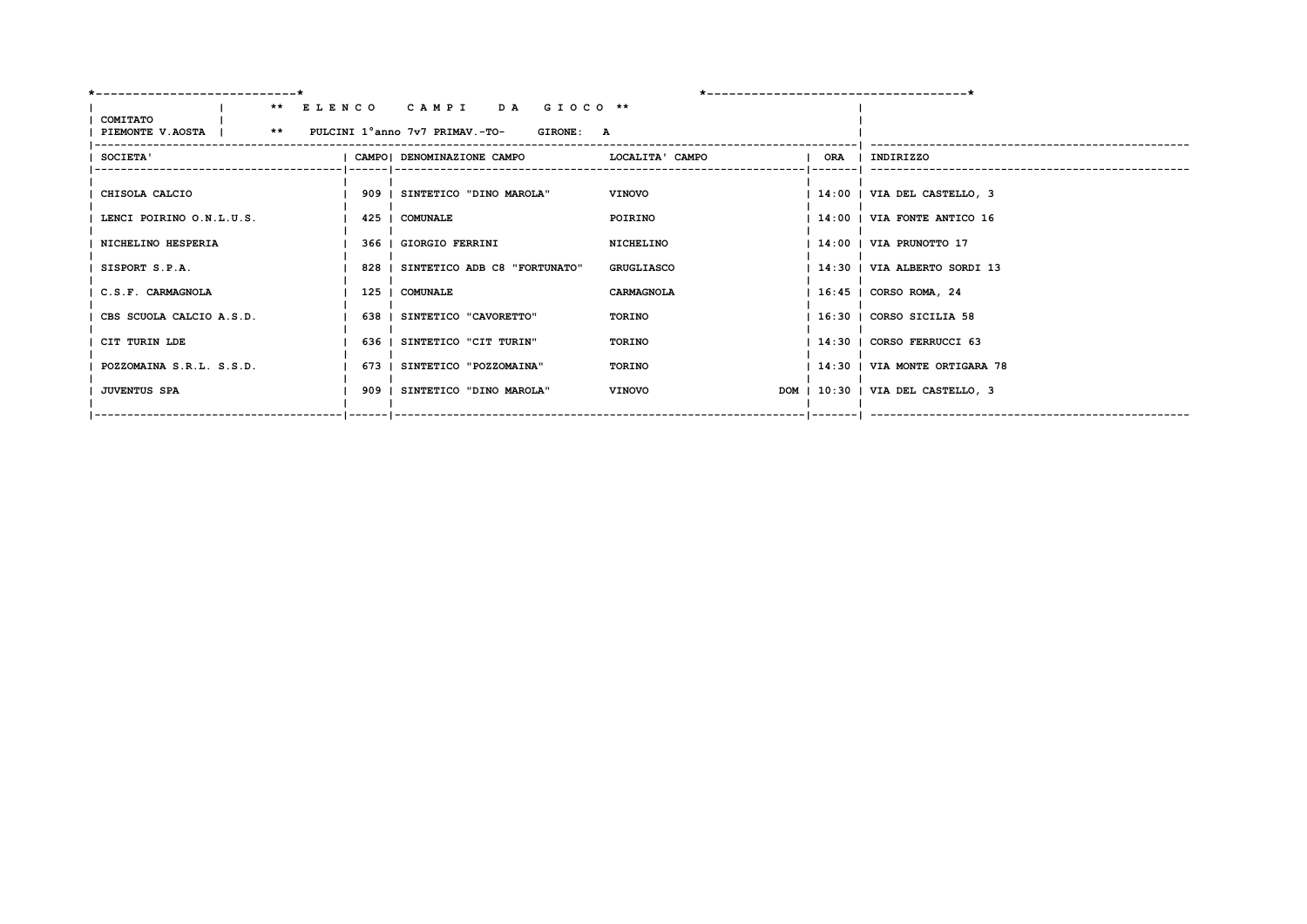**COMITATO PIEMONTE V.AOSTA**

**\*\* E L E N C O   C A M P I   D A   G I O C O \*\***

**\*\* PULCINI 1°anno 7v7 PRIMAV.-TO- GIRONE: A**

| SOCIETA' | CAMPO | DENOMINAZIONE CAMPO | LOCALITA' CAMPO | | ORA | INDIRIZZO |
|---|---|---|---|---|---|---|
| CHISOLA CALCIO | 909 | SINTETICO "DINO MAROLA" | VINOVO | | 14:00 | VIA DEL CASTELLO, 3 |
| LENCI POIRINO O.N.L.U.S. | 425 | COMUNALE | POIRINO | | 14:00 | VIA FONTE ANTICO 16 |
| NICHELINO HESPERIA | 366 | GIORGIO FERRINI | NICHELINO | | 14:00 | VIA PRUNOTTO 17 |
| SISPORT S.P.A. | 828 | SINTETICO ADB C8 "FORTUNATO" | GRUGLIASCO | | 14:30 | VIA ALBERTO SORDI 13 |
| C.S.F. CARMAGNOLA | 125 | COMUNALE | CARMAGNOLA | | 16:45 | CORSO ROMA, 24 |
| CBS SCUOLA CALCIO A.S.D. | 638 | SINTETICO "CAVORETTO" | TORINO | | 16:30 | CORSO SICILIA 58 |
| CIT TURIN LDE | 636 | SINTETICO "CIT TURIN" | TORINO | | 14:30 | CORSO FERRUCCI 63 |
| POZZOMAINA S.R.L. S.S.D. | 673 | SINTETICO "POZZOMAINA" | TORINO | | 14:30 | VIA MONTE ORTIGARA 78 |
| JUVENTUS SPA | 909 | SINTETICO "DINO MAROLA" | VINOVO | DOM | 10:30 | VIA DEL CASTELLO, 3 |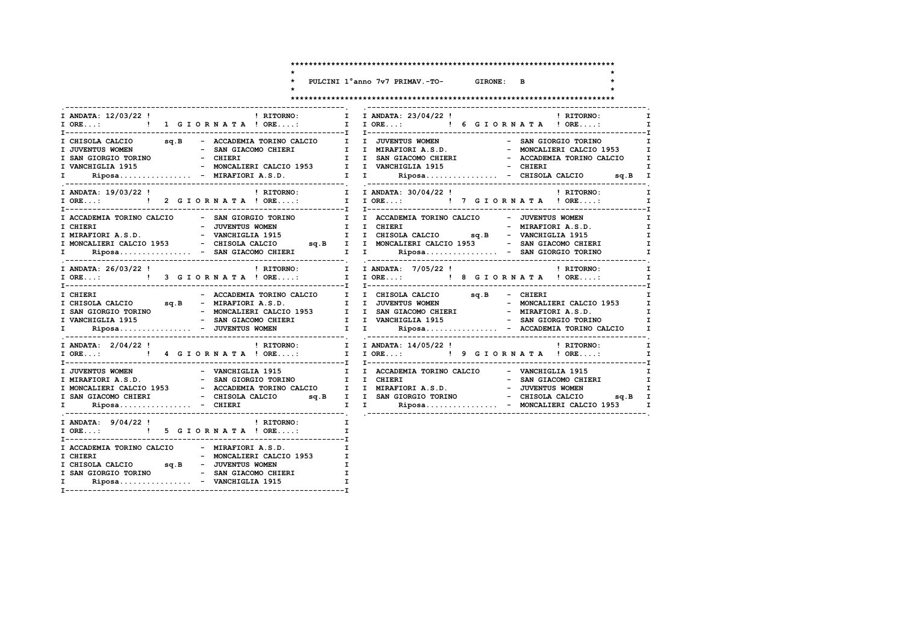# PULCINI 1°anno 7v7 PRIMAV.-TO- GIRONE: B

### ANDATA: 12/03/22 — 1 GIORNATA — RITORNO:

| ORE...: | | ORE....: |
|---|---|---|
| CHISOLA CALCIO sq.B | - | ACCADEMIA TORINO CALCIO |
| JUVENTUS WOMEN | - | SAN GIACOMO CHIERI |
| SAN GIORGIO TORINO | - | CHIERI |
| VANCHIGLIA 1915 | - | MONCALIERI CALCIO 1953 |
| Riposa................ | - | MIRAFIORI A.S.D. |

### ANDATA: 19/03/22 — 2 GIORNATA — RITORNO:

| ORE...: | | ORE....: |
|---|---|---|
| ACCADEMIA TORINO CALCIO | - | SAN GIORGIO TORINO |
| CHIERI | - | JUVENTUS WOMEN |
| MIRAFIORI A.S.D. | - | VANCHIGLIA 1915 |
| MONCALIERI CALCIO 1953 | - | CHISOLA CALCIO sq.B |
| Riposa................ | - | SAN GIACOMO CHIERI |

### ANDATA: 26/03/22 — 3 GIORNATA — RITORNO:

| ORE...: | | ORE....: |
|---|---|---|
| CHIERI | - | ACCADEMIA TORINO CALCIO |
| CHISOLA CALCIO sq.B | - | MIRAFIORI A.S.D. |
| SAN GIORGIO TORINO | - | MONCALIERI CALCIO 1953 |
| VANCHIGLIA 1915 | - | SAN GIACOMO CHIERI |
| Riposa................ | - | JUVENTUS WOMEN |

### ANDATA: 2/04/22 — 4 GIORNATA — RITORNO:

| ORE...: | | ORE....: |
|---|---|---|
| JUVENTUS WOMEN | - | VANCHIGLIA 1915 |
| MIRAFIORI A.S.D. | - | SAN GIORGIO TORINO |
| MONCALIERI CALCIO 1953 | - | ACCADEMIA TORINO CALCIO |
| SAN GIACOMO CHIERI | - | CHISOLA CALCIO sq.B |
| Riposa................ | - | CHIERI |

### ANDATA: 9/04/22 — 5 GIORNATA — RITORNO:

| ORE...: | | ORE....: |
|---|---|---|
| ACCADEMIA TORINO CALCIO | - | MIRAFIORI A.S.D. |
| CHIERI | - | MONCALIERI CALCIO 1953 |
| CHISOLA CALCIO sq.B | - | JUVENTUS WOMEN |
| SAN GIORGIO TORINO | - | SAN GIACOMO CHIERI |
| Riposa................ | - | VANCHIGLIA 1915 |

### ANDATA: 23/04/22 — 6 GIORNATA — RITORNO:

| ORE...: | | ORE....: |
|---|---|---|
| JUVENTUS WOMEN | - | SAN GIORGIO TORINO |
| MIRAFIORI A.S.D. | - | MONCALIERI CALCIO 1953 |
| SAN GIACOMO CHIERI | - | ACCADEMIA TORINO CALCIO |
| VANCHIGLIA 1915 | - | CHIERI |
| Riposa................ | - | CHISOLA CALCIO sq.B |

### ANDATA: 30/04/22 — 7 GIORNATA — RITORNO:

| ORE...: | | ORE....: |
|---|---|---|
| ACCADEMIA TORINO CALCIO | - | JUVENTUS WOMEN |
| CHIERI | - | MIRAFIORI A.S.D. |
| CHISOLA CALCIO sq.B | - | VANCHIGLIA 1915 |
| MONCALIERI CALCIO 1953 | - | SAN GIACOMO CHIERI |
| Riposa................ | - | SAN GIORGIO TORINO |

### ANDATA: 7/05/22 — 8 GIORNATA — RITORNO:

| ORE...: | | ORE....: |
|---|---|---|
| CHISOLA CALCIO sq.B | - | CHIERI |
| JUVENTUS WOMEN | - | MONCALIERI CALCIO 1953 |
| SAN GIACOMO CHIERI | - | MIRAFIORI A.S.D. |
| VANCHIGLIA 1915 | - | SAN GIORGIO TORINO |
| Riposa................ | - | ACCADEMIA TORINO CALCIO |

### ANDATA: 14/05/22 — 9 GIORNATA — RITORNO:

| ORE...: | | ORE....: |
|---|---|---|
| ACCADEMIA TORINO CALCIO | - | VANCHIGLIA 1915 |
| CHIERI | - | SAN GIACOMO CHIERI |
| MIRAFIORI A.S.D. | - | JUVENTUS WOMEN |
| SAN GIORGIO TORINO | - | CHISOLA CALCIO sq.B |
| Riposa................ | - | MONCALIERI CALCIO 1953 |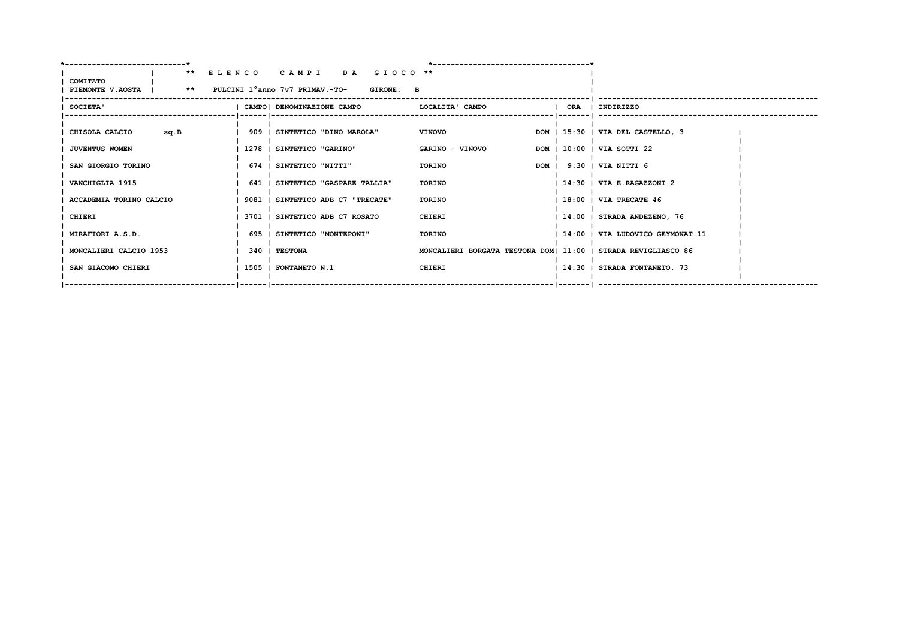** E L E N C O   C A M P I   D A   G I O C O **

COMITATO PIEMONTE V.AOSTA

** PULCINI 1°anno 7v7 PRIMAV.-TO-   GIRONE: B

| SOCIETA' | CAMPO | DENOMINAZIONE CAMPO | LOCALITA' CAMPO | | ORA | INDIRIZZO |
|---|---|---|---|---|---|---|
| CHISOLA CALCIO sq.B | 909 | SINTETICO "DINO MAROLA" | VINOVO | DOM | 15:30 | VIA DEL CASTELLO, 3 |
| JUVENTUS WOMEN | 1278 | SINTETICO "GARINO" | GARINO - VINOVO | DOM | 10:00 | VIA SOTTI 22 |
| SAN GIORGIO TORINO | 674 | SINTETICO "NITTI" | TORINO | DOM | 9:30 | VIA NITTI 6 |
| VANCHIGLIA 1915 | 641 | SINTETICO "GASPARE TALLIA" | TORINO | | 14:30 | VIA E.RAGAZZONI 2 |
| ACCADEMIA TORINO CALCIO | 9081 | SINTETICO ADB C7 "TRECATE" | TORINO | | 18:00 | VIA TRECATE 46 |
| CHIERI | 3701 | SINTETICO ADB C7 ROSATO | CHIERI | | 14:00 | STRADA ANDEZENO, 76 |
| MIRAFIORI A.S.D. | 695 | SINTETICO "MONTEPONI" | TORINO | | 14:00 | VIA LUDOVICO GEYMONAT 11 |
| MONCALIERI CALCIO 1953 | 340 | TESTONA | MONCALIERI BORGATA TESTONA | DOM | 11:00 | STRADA REVIGLIASCO 86 |
| SAN GIACOMO CHIERI | 1505 | FONTANETO N.1 | CHIERI | | 14:30 | STRADA FONTANETO, 73 |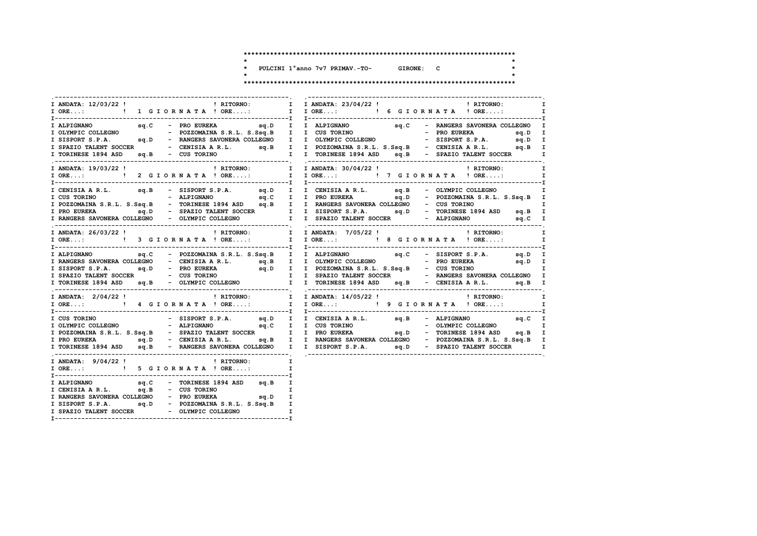# PULCINI 1°anno 7v7 PRIMAV.-TO- GIRONE: C

## 1 GIORNATA

ANDATA: 12/03/22 — RITORNO:

| Casa | Ospite |
|---|---|
| ALPIGNANO sq.C | PRO EUREKA sq.D |
| OLYMPIC COLLEGNO | POZZOMAINA S.R.L. S.Ssq.B |
| SISPORT S.P.A. sq.D | RANGERS SAVONERA COLLEGNO |
| SPAZIO TALENT SOCCER | CENISIA A R.L. sq.B |
| TORINESE 1894 ASD sq.B | CUS TORINO |

## 2 GIORNATA

ANDATA: 19/03/22 — RITORNO:

| Casa | Ospite |
|---|---|
| CENISIA A R.L. sq.B | SISPORT S.P.A. sq.D |
| CUS TORINO | ALPIGNANO sq.C |
| POZZOMAINA S.R.L. S.Ssq.B | TORINESE 1894 ASD sq.B |
| PRO EUREKA sq.D | SPAZIO TALENT SOCCER |
| RANGERS SAVONERA COLLEGNO | OLYMPIC COLLEGNO |

## 3 GIORNATA

ANDATA: 26/03/22 — RITORNO:

| Casa | Ospite |
|---|---|
| ALPIGNANO sq.C | POZZOMAINA S.R.L. S.Ssq.B |
| RANGERS SAVONERA COLLEGNO | CENISIA A R.L. sq.B |
| SISPORT S.P.A. sq.D | PRO EUREKA sq.D |
| SPAZIO TALENT SOCCER | CUS TORINO |
| TORINESE 1894 ASD sq.B | OLYMPIC COLLEGNO |

## 4 GIORNATA

ANDATA: 2/04/22 — RITORNO:

| Casa | Ospite |
|---|---|
| CUS TORINO | SISPORT S.P.A. sq.D |
| OLYMPIC COLLEGNO | ALPIGNANO sq.C |
| POZZOMAINA S.R.L. S.Ssq.B | SPAZIO TALENT SOCCER |
| PRO EUREKA sq.D | CENISIA A R.L. sq.B |
| TORINESE 1894 ASD sq.B | RANGERS SAVONERA COLLEGNO |

## 5 GIORNATA

ANDATA: 9/04/22 — RITORNO:

| Casa | Ospite |
|---|---|
| ALPIGNANO sq.C | TORINESE 1894 ASD sq.B |
| CENISIA A R.L. sq.B | CUS TORINO |
| RANGERS SAVONERA COLLEGNO | PRO EUREKA sq.D |
| SISPORT S.P.A. sq.D | POZZOMAINA S.R.L. S.Ssq.B |
| SPAZIO TALENT SOCCER | OLYMPIC COLLEGNO |

## 6 GIORNATA

ANDATA: 23/04/22 — RITORNO:

| Casa | Ospite |
|---|---|
| ALPIGNANO sq.C | RANGERS SAVONERA COLLEGNO |
| CUS TORINO | PRO EUREKA sq.D |
| OLYMPIC COLLEGNO | SISPORT S.P.A. sq.D |
| POZZOMAINA S.R.L. S.Ssq.B | CENISIA A R.L. sq.B |
| TORINESE 1894 ASD sq.B | SPAZIO TALENT SOCCER |

## 7 GIORNATA

ANDATA: 30/04/22 — RITORNO:

| Casa | Ospite |
|---|---|
| CENISIA A R.L. sq.B | OLYMPIC COLLEGNO |
| PRO EUREKA sq.D | POZZOMAINA S.R.L. S.Ssq.B |
| RANGERS SAVONERA COLLEGNO | CUS TORINO |
| SISPORT S.P.A. sq.D | TORINESE 1894 ASD sq.B |
| SPAZIO TALENT SOCCER | ALPIGNANO sq.C |

## 8 GIORNATA

ANDATA: 7/05/22 — RITORNO:

| Casa | Ospite |
|---|---|
| ALPIGNANO sq.C | SISPORT S.P.A. sq.D |
| OLYMPIC COLLEGNO | PRO EUREKA sq.D |
| POZZOMAINA S.R.L. S.Ssq.B | CUS TORINO |
| SPAZIO TALENT SOCCER | RANGERS SAVONERA COLLEGNO |
| TORINESE 1894 ASD sq.B | CENISIA A R.L. sq.B |

## 9 GIORNATA

ANDATA: 14/05/22 — RITORNO:

| Casa | Ospite |
|---|---|
| CENISIA A R.L. sq.B | ALPIGNANO sq.C |
| CUS TORINO | OLYMPIC COLLEGNO |
| PRO EUREKA sq.D | TORINESE 1894 ASD sq.B |
| RANGERS SAVONERA COLLEGNO | POZZOMAINA S.R.L. S.Ssq.B |
| SISPORT S.P.A. sq.D | SPAZIO TALENT SOCCER |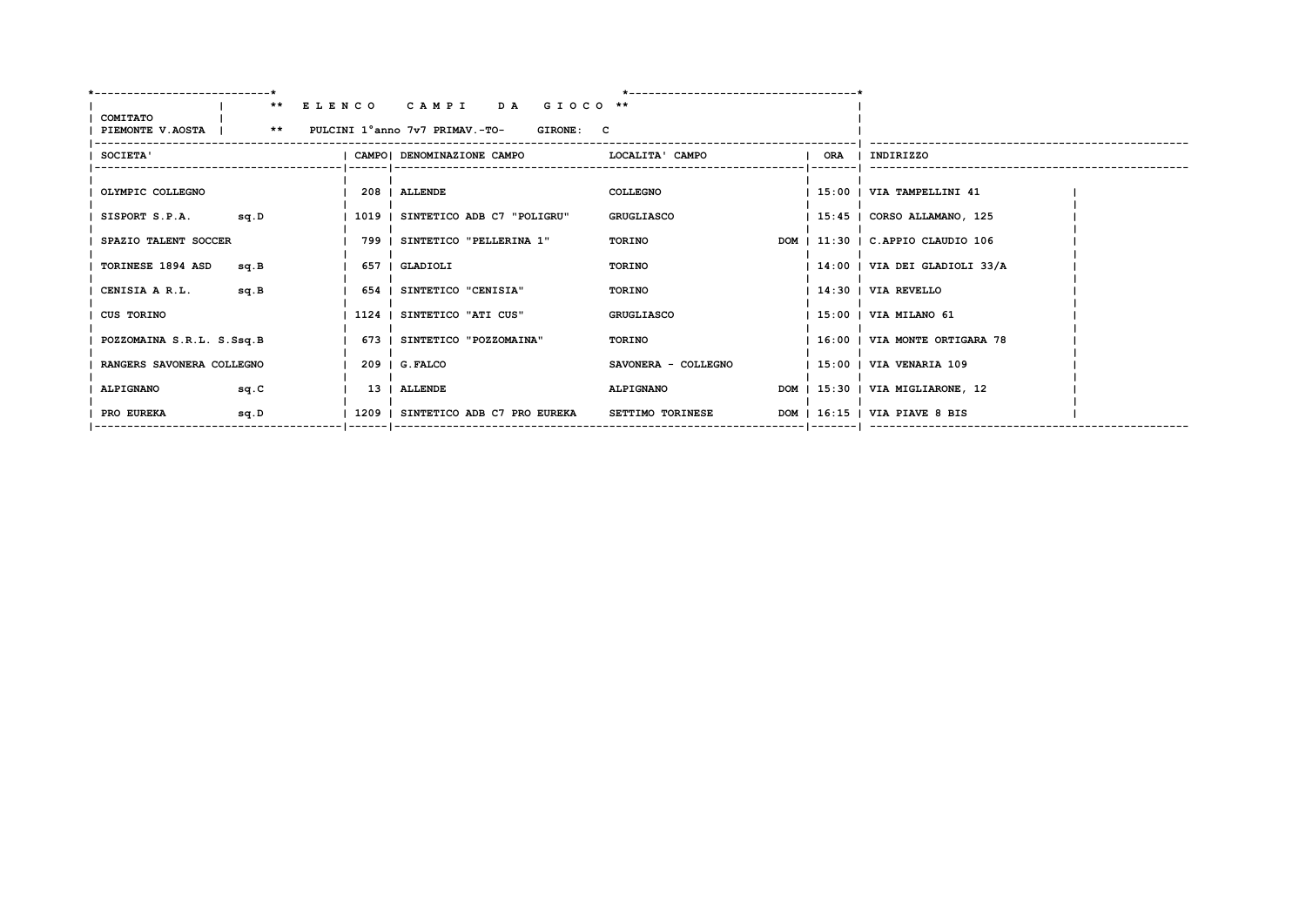**COMITATO PIEMONTE V.AOSTA**

**\*\* E L E N C O   C A M P I   D A   G I O C O \*\***

**\*\* PULCINI 1°anno 7v7 PRIMAV.-TO-   GIRONE: C**

| SOCIETA' | CAMPO | DENOMINAZIONE CAMPO | LOCALITA' CAMPO | | ORA | INDIRIZZO |
|---|---|---|---|---|---|---|
| OLYMPIC COLLEGNO | 208 | ALLENDE | COLLEGNO | | 15:00 | VIA TAMPELLINI 41 |
| SISPORT S.P.A. sq.D | 1019 | SINTETICO ADB C7 "POLIGRU" | GRUGLIASCO | | 15:45 | CORSO ALLAMANO, 125 |
| SPAZIO TALENT SOCCER | 799 | SINTETICO "PELLERINA 1" | TORINO | DOM | 11:30 | C.APPIO CLAUDIO 106 |
| TORINESE 1894 ASD sq.B | 657 | GLADIOLI | TORINO | | 14:00 | VIA DEI GLADIOLI 33/A |
| CENISIA A R.L. sq.B | 654 | SINTETICO "CENISIA" | TORINO | | 14:30 | VIA REVELLO |
| CUS TORINO | 1124 | SINTETICO "ATI CUS" | GRUGLIASCO | | 15:00 | VIA MILANO 61 |
| POZZOMAINA S.R.L. S.Ssq.B | 673 | SINTETICO "POZZOMAINA" | TORINO | | 16:00 | VIA MONTE ORTIGARA 78 |
| RANGERS SAVONERA COLLEGNO | 209 | G.FALCO | SAVONERA - COLLEGNO | | 15:00 | VIA VENARIA 109 |
| ALPIGNANO sq.C | 13 | ALLENDE | ALPIGNANO | DOM | 15:30 | VIA MIGLIARONE, 12 |
| PRO EUREKA sq.D | 1209 | SINTETICO ADB C7 PRO EUREKA | SETTIMO TORINESE | DOM | 16:15 | VIA PIAVE 8 BIS |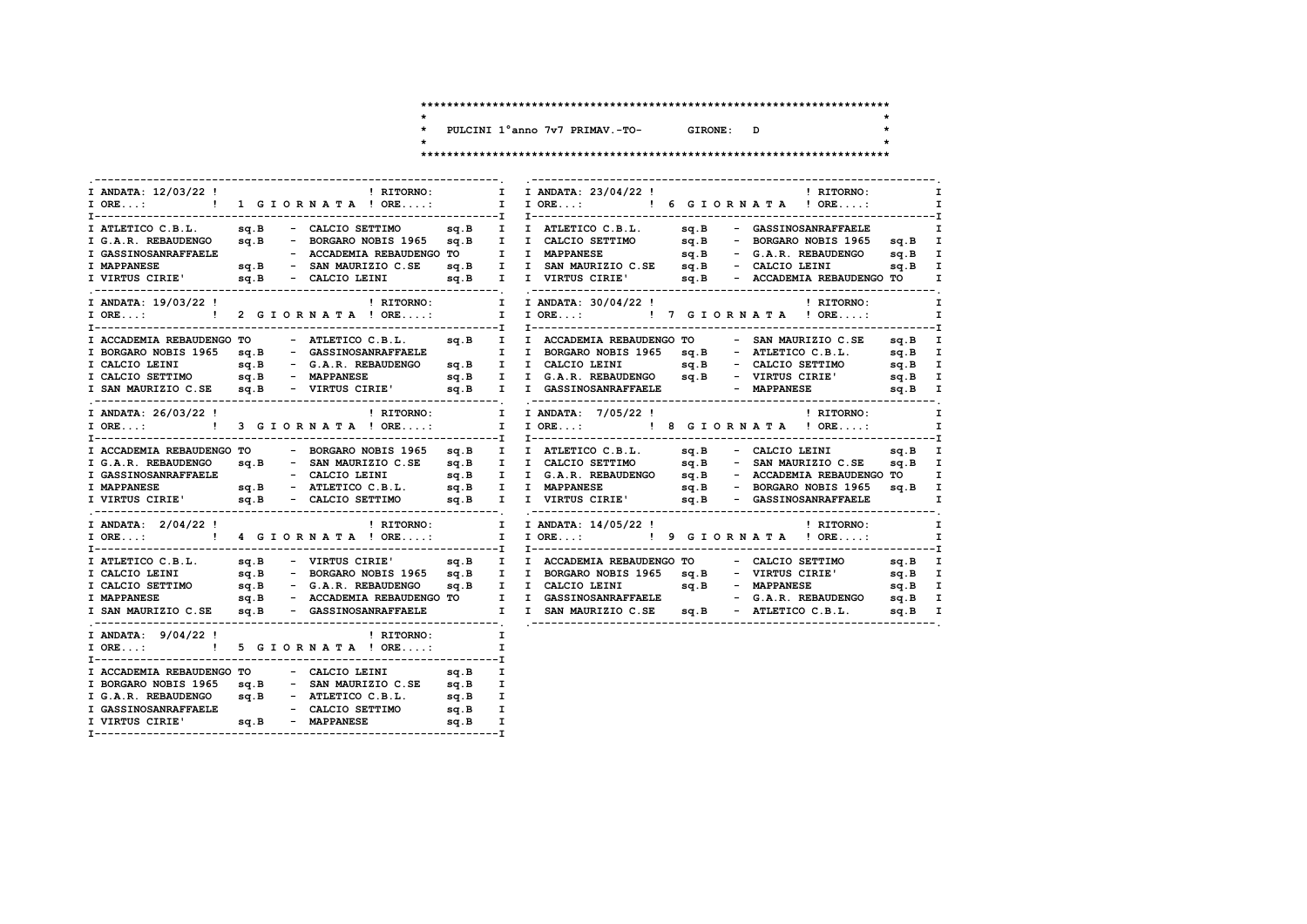# PULCINI 1°anno 7v7 PRIMAV.-TO- GIRONE: D

| ANDATA: 12/03/22 | 1 GIORNATA | RITORNO: |
|---|---|---|
| ORE...: | | ORE....: |
| ATLETICO C.B.L. sq.B | - | CALCIO SETTIMO sq.B |
| G.A.R. REBAUDENGO sq.B | - | BORGARO NOBIS 1965 sq.B |
| GASSINOSANRAFFAELE | - | ACCADEMIA REBAUDENGO TO |
| MAPPANESE sq.B | - | SAN MAURIZIO C.SE sq.B |
| VIRTUS CIRIE' sq.B | - | CALCIO LEINI sq.B |

| ANDATA: 19/03/22 | 2 GIORNATA | RITORNO: |
|---|---|---|
| ORE...: | | ORE....: |
| ACCADEMIA REBAUDENGO TO | - | ATLETICO C.B.L. sq.B |
| BORGARO NOBIS 1965 sq.B | - | GASSINOSANRAFFAELE |
| CALCIO LEINI sq.B | - | G.A.R. REBAUDENGO sq.B |
| CALCIO SETTIMO sq.B | - | MAPPANESE sq.B |
| SAN MAURIZIO C.SE sq.B | - | VIRTUS CIRIE' sq.B |

| ANDATA: 26/03/22 | 3 GIORNATA | RITORNO: |
|---|---|---|
| ORE...: | | ORE....: |
| ACCADEMIA REBAUDENGO TO | - | BORGARO NOBIS 1965 sq.B |
| G.A.R. REBAUDENGO sq.B | - | SAN MAURIZIO C.SE sq.B |
| GASSINOSANRAFFAELE | - | CALCIO LEINI sq.B |
| MAPPANESE sq.B | - | ATLETICO C.B.L. sq.B |
| VIRTUS CIRIE' sq.B | - | CALCIO SETTIMO sq.B |

| ANDATA: 2/04/22 | 4 GIORNATA | RITORNO: |
|---|---|---|
| ORE...: | | ORE....: |
| ATLETICO C.B.L. sq.B | - | VIRTUS CIRIE' sq.B |
| CALCIO LEINI sq.B | - | BORGARO NOBIS 1965 sq.B |
| CALCIO SETTIMO sq.B | - | G.A.R. REBAUDENGO sq.B |
| MAPPANESE sq.B | - | ACCADEMIA REBAUDENGO TO |
| SAN MAURIZIO C.SE sq.B | - | GASSINOSANRAFFAELE |

| ANDATA: 9/04/22 | 5 GIORNATA | RITORNO: |
|---|---|---|
| ORE...: | | ORE....: |
| ACCADEMIA REBAUDENGO TO | - | CALCIO LEINI sq.B |
| BORGARO NOBIS 1965 sq.B | - | SAN MAURIZIO C.SE sq.B |
| G.A.R. REBAUDENGO sq.B | - | ATLETICO C.B.L. sq.B |
| GASSINOSANRAFFAELE | - | CALCIO SETTIMO sq.B |
| VIRTUS CIRIE' sq.B | - | MAPPANESE sq.B |

| ANDATA: 23/04/22 | 6 GIORNATA | RITORNO: |
|---|---|---|
| ORE...: | | ORE....: |
| ATLETICO C.B.L. sq.B | - | GASSINOSANRAFFAELE |
| CALCIO SETTIMO sq.B | - | BORGARO NOBIS 1965 sq.B |
| MAPPANESE sq.B | - | G.A.R. REBAUDENGO sq.B |
| SAN MAURIZIO C.SE sq.B | - | CALCIO LEINI sq.B |
| VIRTUS CIRIE' sq.B | - | ACCADEMIA REBAUDENGO TO |

| ANDATA: 30/04/22 | 7 GIORNATA | RITORNO: |
|---|---|---|
| ORE...: | | ORE....: |
| ACCADEMIA REBAUDENGO TO | - | SAN MAURIZIO C.SE sq.B |
| BORGARO NOBIS 1965 sq.B | - | ATLETICO C.B.L. sq.B |
| CALCIO LEINI sq.B | - | CALCIO SETTIMO sq.B |
| G.A.R. REBAUDENGO sq.B | - | VIRTUS CIRIE' sq.B |
| GASSINOSANRAFFAELE | - | MAPPANESE sq.B |

| ANDATA: 7/05/22 | 8 GIORNATA | RITORNO: |
|---|---|---|
| ORE...: | | ORE....: |
| ATLETICO C.B.L. sq.B | - | CALCIO LEINI sq.B |
| CALCIO SETTIMO sq.B | - | SAN MAURIZIO C.SE sq.B |
| G.A.R. REBAUDENGO sq.B | - | ACCADEMIA REBAUDENGO TO |
| MAPPANESE sq.B | - | BORGARO NOBIS 1965 sq.B |
| VIRTUS CIRIE' sq.B | - | GASSINOSANRAFFAELE |

| ANDATA: 14/05/22 | 9 GIORNATA | RITORNO: |
|---|---|---|
| ORE...: | | ORE....: |
| ACCADEMIA REBAUDENGO TO | - | CALCIO SETTIMO sq.B |
| BORGARO NOBIS 1965 sq.B | - | VIRTUS CIRIE' sq.B |
| CALCIO LEINI sq.B | - | MAPPANESE sq.B |
| GASSINOSANRAFFAELE | - | G.A.R. REBAUDENGO sq.B |
| SAN MAURIZIO C.SE sq.B | - | ATLETICO C.B.L. sq.B |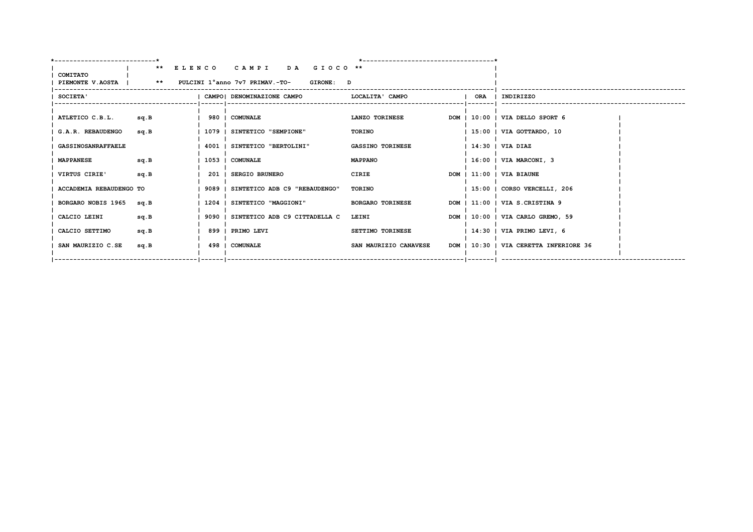**\*\* E L E N C O   C A M P I   D A   G I O C O \*\***

COMITATO PIEMONTE V.AOSTA | \*\* PULCINI 1°anno 7v7 PRIMAV.-TO- GIRONE: D

| SOCIETA' | | CAMPO | DENOMINAZIONE CAMPO | LOCALITA' CAMPO | | ORA | INDIRIZZO |
|---|---|---|---|---|---|---|---|
| ATLETICO C.B.L. | sq.B | 980 | COMUNALE | LANZO TORINESE | DOM | 10:00 | VIA DELLO SPORT 6 |
| G.A.R. REBAUDENGO | sq.B | 1079 | SINTETICO "SEMPIONE" | TORINO | | 15:00 | VIA GOTTARDO, 10 |
| GASSINOSANRAFFAELE | | 4001 | SINTETICO "BERTOLINI" | GASSINO TORINESE | | 14:30 | VIA DIAZ |
| MAPPANESE | sq.B | 1053 | COMUNALE | MAPPANO | | 16:00 | VIA MARCONI, 3 |
| VIRTUS CIRIE' | sq.B | 201 | SERGIO BRUNERO | CIRIE | DOM | 11:00 | VIA BIAUNE |
| ACCADEMIA REBAUDENGO TO | | 9089 | SINTETICO ADB C9 "REBAUDENGO" | TORINO | | 15:00 | CORSO VERCELLI, 206 |
| BORGARO NOBIS 1965 | sq.B | 1204 | SINTETICO "MAGGIONI" | BORGARO TORINESE | DOM | 11:00 | VIA S.CRISTINA 9 |
| CALCIO LEINI | sq.B | 9090 | SINTETICO ADB C9 CITTADELLA C | LEINI | DOM | 10:00 | VIA CARLO GREMO, 59 |
| CALCIO SETTIMO | sq.B | 899 | PRIMO LEVI | SETTIMO TORINESE | | 14:30 | VIA PRIMO LEVI, 6 |
| SAN MAURIZIO C.SE | sq.B | 498 | COMUNALE | SAN MAURIZIO CANAVESE | DOM | 10:30 | VIA CERETTA INFERIORE 36 |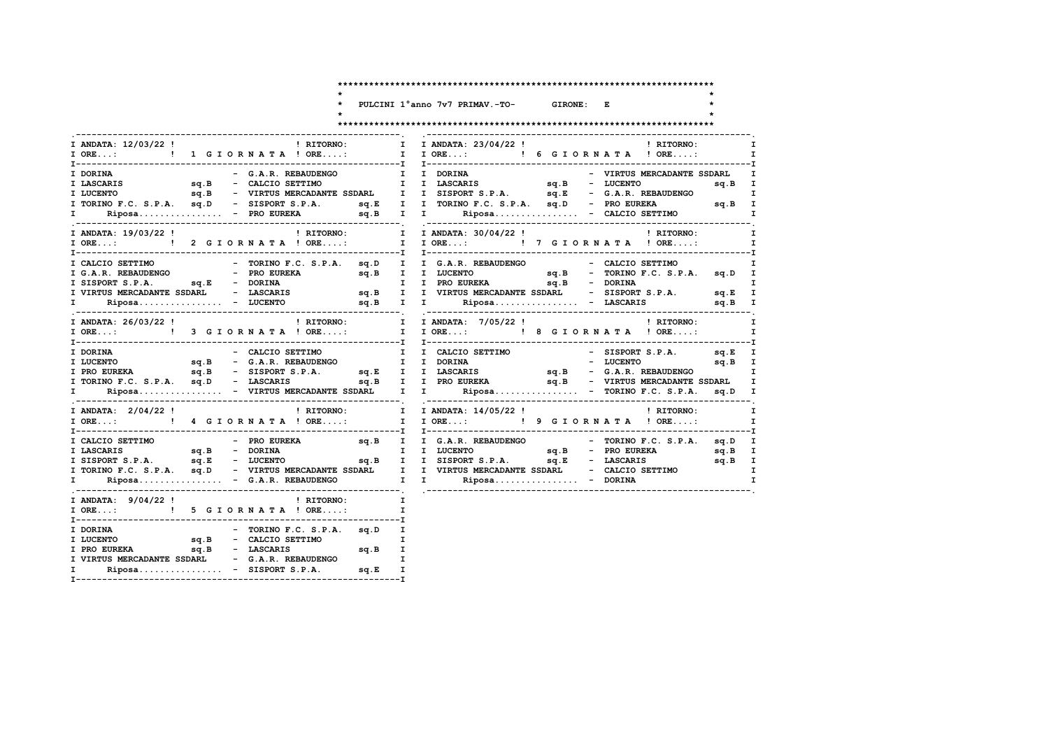**PULCINI 1°anno 7v7 PRIMAV.-TO- GIRONE: E**

### 1 GIORNATA

ANDATA: 12/03/22 ! RITORNO:
ORE...: ! ORE....:

| Casa | | Ospite | |
|---|---|---|---|
| DORINA | | G.A.R. REBAUDENGO | |
| LASCARIS | sq.B | CALCIO SETTIMO | |
| LUCENTO | sq.B | VIRTUS MERCADANTE SSDARL | |
| TORINO F.C. S.P.A. | sq.D | SISPORT S.P.A. | sq.E |
| Riposa................ | | PRO EUREKA | sq.B |

### 2 GIORNATA

ANDATA: 19/03/22 ! RITORNO:
ORE...: ! ORE....:

| Casa | | Ospite | |
|---|---|---|---|
| CALCIO SETTIMO | | TORINO F.C. S.P.A. | sq.D |
| G.A.R. REBAUDENGO | | PRO EUREKA | sq.B |
| SISPORT S.P.A. | sq.E | DORINA | |
| VIRTUS MERCADANTE SSDARL | | LASCARIS | sq.B |
| Riposa................ | | LUCENTO | sq.B |

### 3 GIORNATA

ANDATA: 26/03/22 ! RITORNO:
ORE...: ! ORE....:

| Casa | | Ospite | |
|---|---|---|---|
| DORINA | | CALCIO SETTIMO | |
| LUCENTO | sq.B | G.A.R. REBAUDENGO | |
| PRO EUREKA | sq.B | SISPORT S.P.A. | sq.E |
| TORINO F.C. S.P.A. | sq.D | LASCARIS | sq.B |
| Riposa................ | | VIRTUS MERCADANTE SSDARL | |

### 4 GIORNATA

ANDATA: 2/04/22 ! RITORNO:
ORE...: ! ORE....:

| Casa | | Ospite | |
|---|---|---|---|
| CALCIO SETTIMO | | PRO EUREKA | sq.B |
| LASCARIS | sq.B | DORINA | |
| SISPORT S.P.A. | sq.E | LUCENTO | sq.B |
| TORINO F.C. S.P.A. | sq.D | VIRTUS MERCADANTE SSDARL | |
| Riposa................ | | G.A.R. REBAUDENGO | |

### 5 GIORNATA

ANDATA: 9/04/22 ! RITORNO:
ORE...: ! ORE....:

| Casa | | Ospite | |
|---|---|---|---|
| DORINA | | TORINO F.C. S.P.A. | sq.D |
| LUCENTO | sq.B | CALCIO SETTIMO | |
| PRO EUREKA | sq.B | LASCARIS | sq.B |
| VIRTUS MERCADANTE SSDARL | | G.A.R. REBAUDENGO | |
| Riposa................ | | SISPORT S.P.A. | sq.E |

### 6 GIORNATA

ANDATA: 23/04/22 ! RITORNO:
ORE...: ! ORE....:

| Casa | | Ospite | |
|---|---|---|---|
| DORINA | | VIRTUS MERCADANTE SSDARL | |
| LASCARIS | sq.B | LUCENTO | sq.B |
| SISPORT S.P.A. | sq.E | G.A.R. REBAUDENGO | |
| TORINO F.C. S.P.A. | sq.D | PRO EUREKA | sq.B |
| Riposa................ | | CALCIO SETTIMO | |

### 7 GIORNATA

ANDATA: 30/04/22 ! RITORNO:
ORE...: ! ORE....:

| Casa | | Ospite | |
|---|---|---|---|
| G.A.R. REBAUDENGO | | CALCIO SETTIMO | |
| LUCENTO | sq.B | TORINO F.C. S.P.A. | sq.D |
| PRO EUREKA | sq.B | DORINA | |
| VIRTUS MERCADANTE SSDARL | | SISPORT S.P.A. | sq.E |
| Riposa................ | | LASCARIS | sq.B |

### 8 GIORNATA

ANDATA: 7/05/22 ! RITORNO:
ORE...: ! ORE....:

| Casa | | Ospite | |
|---|---|---|---|
| CALCIO SETTIMO | | SISPORT S.P.A. | sq.E |
| DORINA | | LUCENTO | sq.B |
| LASCARIS | sq.B | G.A.R. REBAUDENGO | |
| PRO EUREKA | sq.B | VIRTUS MERCADANTE SSDARL | |
| Riposa................ | | TORINO F.C. S.P.A. | sq.D |

### 9 GIORNATA

ANDATA: 14/05/22 ! RITORNO:
ORE...: ! ORE....:

| Casa | | Ospite | |
|---|---|---|---|
| G.A.R. REBAUDENGO | | TORINO F.C. S.P.A. | sq.D |
| LUCENTO | sq.B | PRO EUREKA | sq.B |
| SISPORT S.P.A. | sq.E | LASCARIS | sq.B |
| VIRTUS MERCADANTE SSDARL | | CALCIO SETTIMO | |
| Riposa................ | | DORINA | |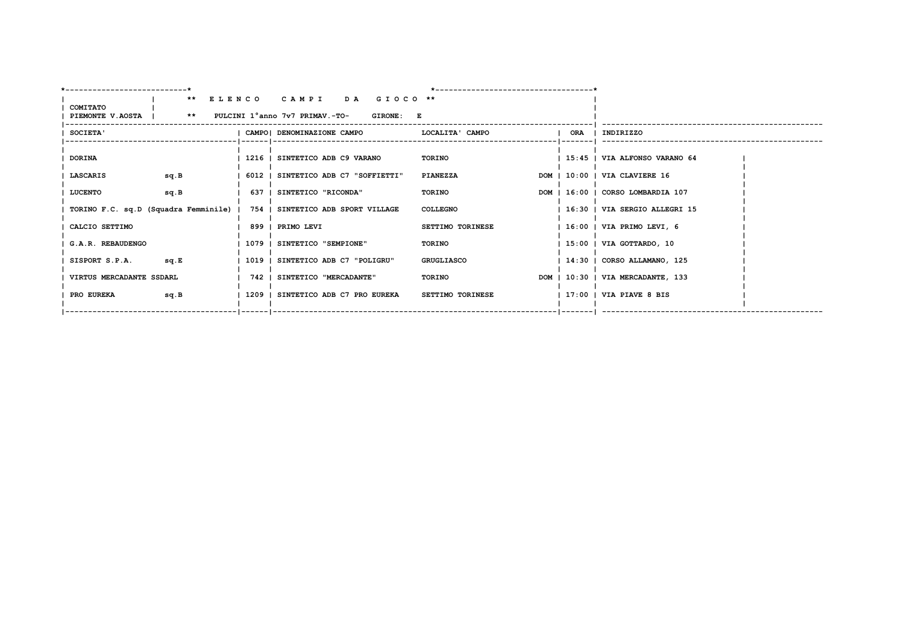**\*\* ELENCO CAMPI DA GIOCO \*\***

COMITATO PIEMONTE V.AOSTA

**\*\* PULCINI 1°anno 7v7 PRIMAV.-TO- GIRONE: E**

| SOCIETA' | CAMPO | DENOMINAZIONE CAMPO | LOCALITA' CAMPO | | ORA | INDIRIZZO |
|---|---|---|---|---|---|---|
| DORINA | 1216 | SINTETICO ADB C9 VARANO | TORINO | | 15:45 | VIA ALFONSO VARANO 64 |
| LASCARIS sq.B | 6012 | SINTETICO ADB C7 "SOFFIETTI" | PIANEZZA | DOM | 10:00 | VIA CLAVIERE 16 |
| LUCENTO sq.B | 637 | SINTETICO "RICONDA" | TORINO | DOM | 16:00 | CORSO LOMBARDIA 107 |
| TORINO F.C. sq.D (Squadra Femminile) | 754 | SINTETICO ADB SPORT VILLAGE | COLLEGNO | | 16:30 | VIA SERGIO ALLEGRI 15 |
| CALCIO SETTIMO | 899 | PRIMO LEVI | SETTIMO TORINESE | | 16:00 | VIA PRIMO LEVI, 6 |
| G.A.R. REBAUDENGO | 1079 | SINTETICO "SEMPIONE" | TORINO | | 15:00 | VIA GOTTARDO, 10 |
| SISPORT S.P.A. sq.E | 1019 | SINTETICO ADB C7 "POLIGRU" | GRUGLIASCO | | 14:30 | CORSO ALLAMANO, 125 |
| VIRTUS MERCADANTE SSDARL | 742 | SINTETICO "MERCADANTE" | TORINO | DOM | 10:30 | VIA MERCADANTE, 133 |
| PRO EUREKA sq.B | 1209 | SINTETICO ADB C7 PRO EUREKA | SETTIMO TORINESE | | 17:00 | VIA PIAVE 8 BIS |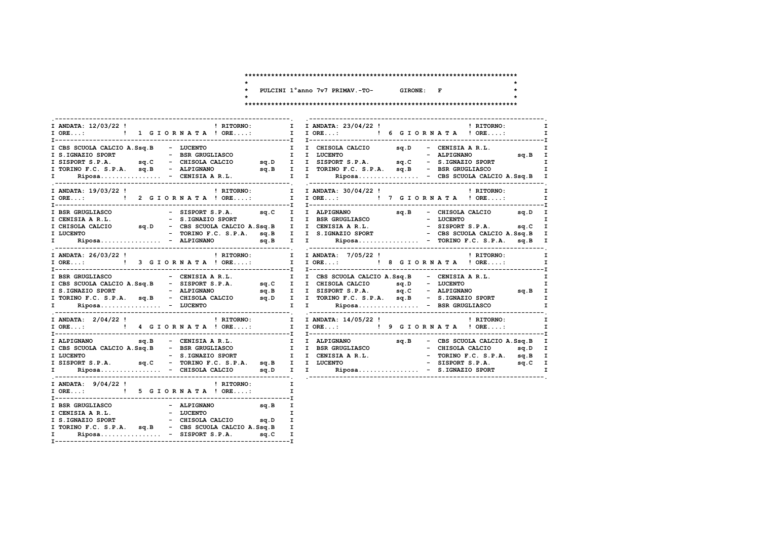# PULCINI 1°anno 7v7 PRIMAV.-TO- GIRONE: F

### 1 GIORNATA — ANDATA: 12/03/22 ! RITORNO:

| Casa | | Ospite | |
|---|---|---|---|
| CBS SCUOLA CALCIO A.S | sq.B | LUCENTO | |
| S.IGNAZIO SPORT | | BSR GRUGLIASCO | |
| SISPORT S.P.A. | sq.C | CHISOLA CALCIO | sq.D |
| TORINO F.C. S.P.A. | sq.B | ALPIGNANO | sq.B |
| Riposa................ | | CENISIA A R.L. | |

### 2 GIORNATA — ANDATA: 19/03/22 ! RITORNO:

| Casa | | Ospite | |
|---|---|---|---|
| BSR GRUGLIASCO | | SISPORT S.P.A. | sq.C |
| CENISIA A R.L. | | S.IGNAZIO SPORT | |
| CHISOLA CALCIO | sq.D | CBS SCUOLA CALCIO A.S | sq.B |
| LUCENTO | | TORINO F.C. S.P.A. | sq.B |
| Riposa................ | | ALPIGNANO | sq.B |

### 3 GIORNATA — ANDATA: 26/03/22 ! RITORNO:

| Casa | | Ospite | |
|---|---|---|---|
| BSR GRUGLIASCO | | CENISIA A R.L. | |
| CBS SCUOLA CALCIO A.S | sq.B | SISPORT S.P.A. | sq.C |
| S.IGNAZIO SPORT | | ALPIGNANO | sq.B |
| TORINO F.C. S.P.A. | sq.B | CHISOLA CALCIO | sq.D |
| Riposa................ | | LUCENTO | |

### 4 GIORNATA — ANDATA: 2/04/22 ! RITORNO:

| Casa | | Ospite | |
|---|---|---|---|
| ALPIGNANO | sq.B | CENISIA A R.L. | |
| CBS SCUOLA CALCIO A.S | sq.B | BSR GRUGLIASCO | |
| LUCENTO | | S.IGNAZIO SPORT | |
| SISPORT S.P.A. | sq.C | TORINO F.C. S.P.A. | sq.B |
| Riposa................ | | CHISOLA CALCIO | sq.D |

### 5 GIORNATA — ANDATA: 9/04/22 ! RITORNO:

| Casa | | Ospite | |
|---|---|---|---|
| BSR GRUGLIASCO | | ALPIGNANO | sq.B |
| CENISIA A R.L. | | LUCENTO | |
| S.IGNAZIO SPORT | | CHISOLA CALCIO | sq.D |
| TORINO F.C. S.P.A. | sq.B | CBS SCUOLA CALCIO A.S | sq.B |
| Riposa................ | | SISPORT S.P.A. | sq.C |

### 6 GIORNATA — ANDATA: 23/04/22 ! RITORNO:

| Casa | | Ospite | |
|---|---|---|---|
| CHISOLA CALCIO | sq.D | CENISIA A R.L. | |
| LUCENTO | | ALPIGNANO | sq.B |
| SISPORT S.P.A. | sq.C | S.IGNAZIO SPORT | |
| TORINO F.C. S.P.A. | sq.B | BSR GRUGLIASCO | |
| Riposa................ | | CBS SCUOLA CALCIO A.S | sq.B |

### 7 GIORNATA — ANDATA: 30/04/22 ! RITORNO:

| Casa | | Ospite | |
|---|---|---|---|
| ALPIGNANO | sq.B | CHISOLA CALCIO | sq.D |
| BSR GRUGLIASCO | | LUCENTO | |
| CENISIA A R.L. | | SISPORT S.P.A. | sq.C |
| S.IGNAZIO SPORT | | CBS SCUOLA CALCIO A.S | sq.B |
| Riposa................ | | TORINO F.C. S.P.A. | sq.B |

### 8 GIORNATA — ANDATA: 7/05/22 ! RITORNO:

| Casa | | Ospite | |
|---|---|---|---|
| CBS SCUOLA CALCIO A.S | sq.B | CENISIA A R.L. | |
| CHISOLA CALCIO | sq.D | LUCENTO | |
| SISPORT S.P.A. | sq.C | ALPIGNANO | sq.B |
| TORINO F.C. S.P.A. | sq.B | S.IGNAZIO SPORT | |
| Riposa................ | | BSR GRUGLIASCO | |

### 9 GIORNATA — ANDATA: 14/05/22 ! RITORNO:

| Casa | | Ospite | |
|---|---|---|---|
| ALPIGNANO | sq.B | CBS SCUOLA CALCIO A.S | sq.B |
| BSR GRUGLIASCO | | CHISOLA CALCIO | sq.D |
| CENISIA A R.L. | | TORINO F.C. S.P.A. | sq.B |
| LUCENTO | | SISPORT S.P.A. | sq.C |
| Riposa................ | | S.IGNAZIO SPORT | |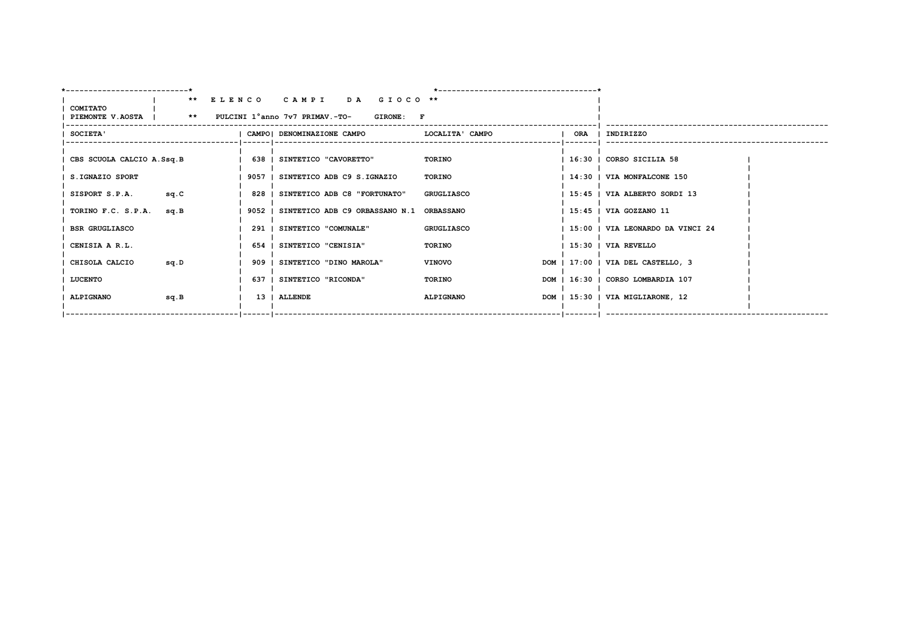**COMITATO PIEMONTE V.AOSTA**

**\*\* E L E N C O   C A M P I   D A   G I O C O \*\***

**\*\* PULCINI 1°anno 7v7 PRIMAV.-TO-   GIRONE: F**

| SOCIETA' | | CAMPO | DENOMINAZIONE CAMPO | LOCALITA' CAMPO | | ORA | INDIRIZZO |
|---|---|---|---|---|---|---|---|
| CBS SCUOLA CALCIO A.Ssq.B | | 638 | SINTETICO "CAVORETTO" | TORINO | | 16:30 | CORSO SICILIA 58 |
| S.IGNAZIO SPORT | | 9057 | SINTETICO ADB C9 S.IGNAZIO | TORINO | | 14:30 | VIA MONFALCONE 150 |
| SISPORT S.P.A. | sq.C | 828 | SINTETICO ADB C8 "FORTUNATO" | GRUGLIASCO | | 15:45 | VIA ALBERTO SORDI 13 |
| TORINO F.C. S.P.A. | sq.B | 9052 | SINTETICO ADB C9 ORBASSANO N.1 | ORBASSANO | | 15:45 | VIA GOZZANO 11 |
| BSR GRUGLIASCO | | 291 | SINTETICO "COMUNALE" | GRUGLIASCO | | 15:00 | VIA LEONARDO DA VINCI 24 |
| CENISIA A R.L. | | 654 | SINTETICO "CENISIA" | TORINO | | 15:30 | VIA REVELLO |
| CHISOLA CALCIO | sq.D | 909 | SINTETICO "DINO MAROLA" | VINOVO | DOM | 17:00 | VIA DEL CASTELLO, 3 |
| LUCENTO | | 637 | SINTETICO "RICONDA" | TORINO | DOM | 16:30 | CORSO LOMBARDIA 107 |
| ALPIGNANO | sq.B | 13 | ALLENDE | ALPIGNANO | DOM | 15:30 | VIA MIGLIARONE, 12 |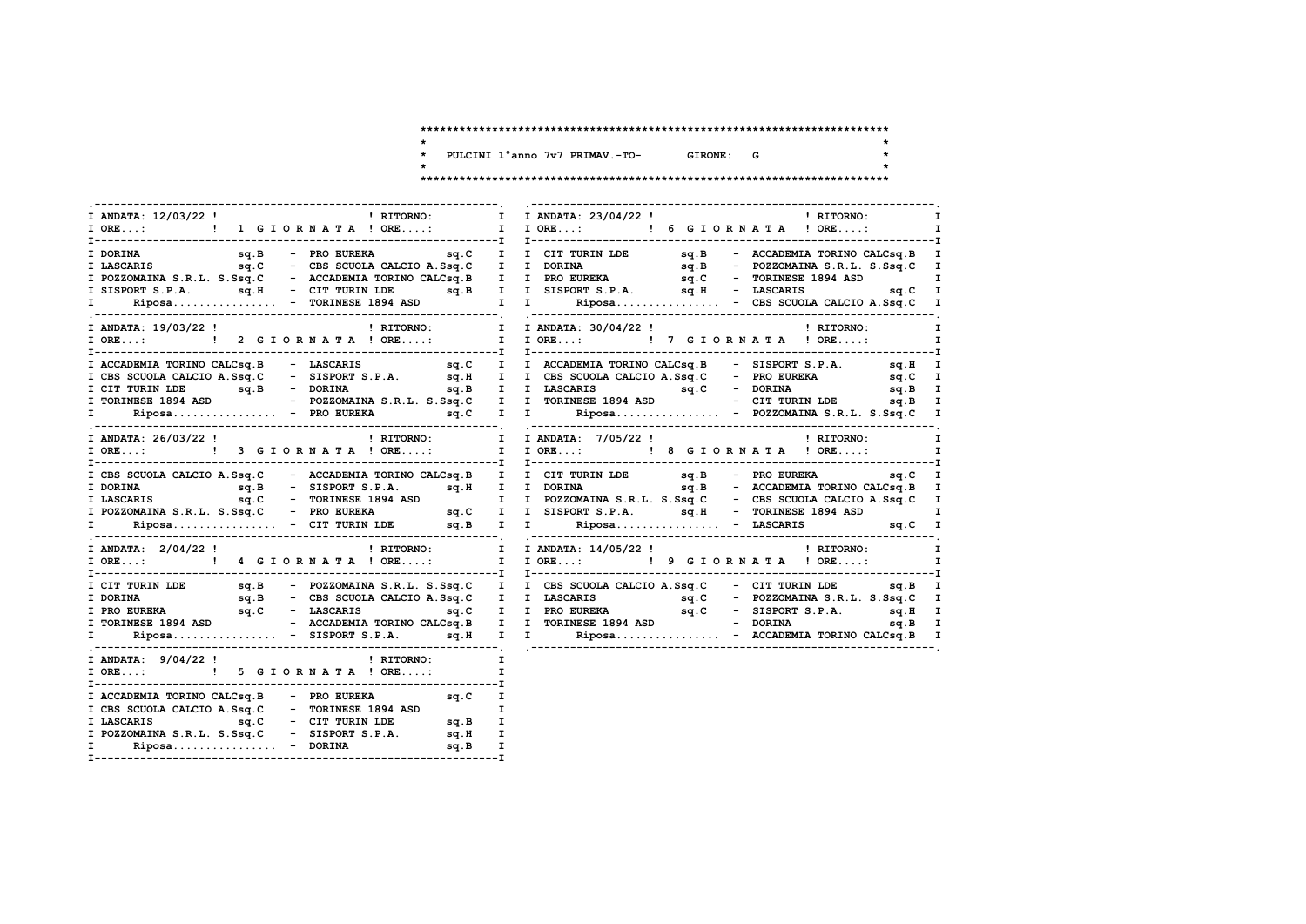# PULCINI 1°anno 7v7 PRIMAV.-TO- GIRONE: G

### 1 GIORNATA — ANDATA: 12/03/22 — RITORNO:

| Casa | | | Ospite | |
|---|---|---|---|---|
| DORINA | sq.B | - | PRO EUREKA | sq.C |
| LASCARIS | sq.C | - | CBS SCUOLA CALCIO A.S | sq.C |
| POZZOMAINA S.R.L. S. | sq.C | - | ACCADEMIA TORINO CALC | sq.B |
| SISPORT S.P.A. | sq.H | - | CIT TURIN LDE | sq.B |
| Riposa................ | | - | TORINESE 1894 ASD | |

### 2 GIORNATA — ANDATA: 19/03/22 — RITORNO:

| Casa | | | Ospite | |
|---|---|---|---|---|
| ACCADEMIA TORINO CALC | sq.B | - | LASCARIS | sq.C |
| CBS SCUOLA CALCIO A.S | sq.C | - | SISPORT S.P.A. | sq.H |
| CIT TURIN LDE | sq.B | - | DORINA | sq.B |
| TORINESE 1894 ASD | | - | POZZOMAINA S.R.L. S. | sq.C |
| Riposa................ | | - | PRO EUREKA | sq.C |

### 3 GIORNATA — ANDATA: 26/03/22 — RITORNO:

| Casa | | | Ospite | |
|---|---|---|---|---|
| CBS SCUOLA CALCIO A.S | sq.C | - | ACCADEMIA TORINO CALC | sq.B |
| DORINA | sq.B | - | SISPORT S.P.A. | sq.H |
| LASCARIS | sq.C | - | TORINESE 1894 ASD | |
| POZZOMAINA S.R.L. S. | sq.C | - | PRO EUREKA | sq.C |
| Riposa................ | | - | CIT TURIN LDE | sq.B |

### 4 GIORNATA — ANDATA: 2/04/22 — RITORNO:

| Casa | | | Ospite | |
|---|---|---|---|---|
| CIT TURIN LDE | sq.B | - | POZZOMAINA S.R.L. S. | sq.C |
| DORINA | sq.B | - | CBS SCUOLA CALCIO A.S | sq.C |
| PRO EUREKA | sq.C | - | LASCARIS | sq.C |
| TORINESE 1894 ASD | | - | ACCADEMIA TORINO CALC | sq.B |
| Riposa................ | | - | SISPORT S.P.A. | sq.H |

### 5 GIORNATA — ANDATA: 9/04/22 — RITORNO:

| Casa | | | Ospite | |
|---|---|---|---|---|
| ACCADEMIA TORINO CALC | sq.B | - | PRO EUREKA | sq.C |
| CBS SCUOLA CALCIO A.S | sq.C | - | TORINESE 1894 ASD | |
| LASCARIS | sq.C | - | CIT TURIN LDE | sq.B |
| POZZOMAINA S.R.L. S. | sq.C | - | SISPORT S.P.A. | sq.H |
| Riposa................ | | - | DORINA | sq.B |

### 6 GIORNATA — ANDATA: 23/04/22 — RITORNO:

| Casa | | | Ospite | |
|---|---|---|---|---|
| CIT TURIN LDE | sq.B | - | ACCADEMIA TORINO CALC | sq.B |
| DORINA | sq.B | - | POZZOMAINA S.R.L. S. | sq.C |
| PRO EUREKA | sq.C | - | TORINESE 1894 ASD | |
| SISPORT S.P.A. | sq.H | - | LASCARIS | sq.C |
| Riposa................ | | - | CBS SCUOLA CALCIO A.S | sq.C |

### 7 GIORNATA — ANDATA: 30/04/22 — RITORNO:

| Casa | | | Ospite | |
|---|---|---|---|---|
| ACCADEMIA TORINO CALC | sq.B | - | SISPORT S.P.A. | sq.H |
| CBS SCUOLA CALCIO A.S | sq.C | - | PRO EUREKA | sq.C |
| LASCARIS | sq.C | - | DORINA | sq.B |
| TORINESE 1894 ASD | | - | CIT TURIN LDE | sq.B |
| Riposa................ | | - | POZZOMAINA S.R.L. S. | sq.C |

### 8 GIORNATA — ANDATA: 7/05/22 — RITORNO:

| Casa | | | Ospite | |
|---|---|---|---|---|
| CIT TURIN LDE | sq.B | - | PRO EUREKA | sq.C |
| DORINA | sq.B | - | ACCADEMIA TORINO CALC | sq.B |
| POZZOMAINA S.R.L. S. | sq.C | - | CBS SCUOLA CALCIO A.S | sq.C |
| SISPORT S.P.A. | sq.H | - | TORINESE 1894 ASD | |
| Riposa................ | | - | LASCARIS | sq.C |

### 9 GIORNATA — ANDATA: 14/05/22 — RITORNO:

| Casa | | | Ospite | |
|---|---|---|---|---|
| CBS SCUOLA CALCIO A.S | sq.C | - | CIT TURIN LDE | sq.B |
| LASCARIS | sq.C | - | POZZOMAINA S.R.L. S. | sq.C |
| PRO EUREKA | sq.C | - | SISPORT S.P.A. | sq.H |
| TORINESE 1894 ASD | | - | DORINA | sq.B |
| Riposa................ | | - | ACCADEMIA TORINO CALC | sq.B |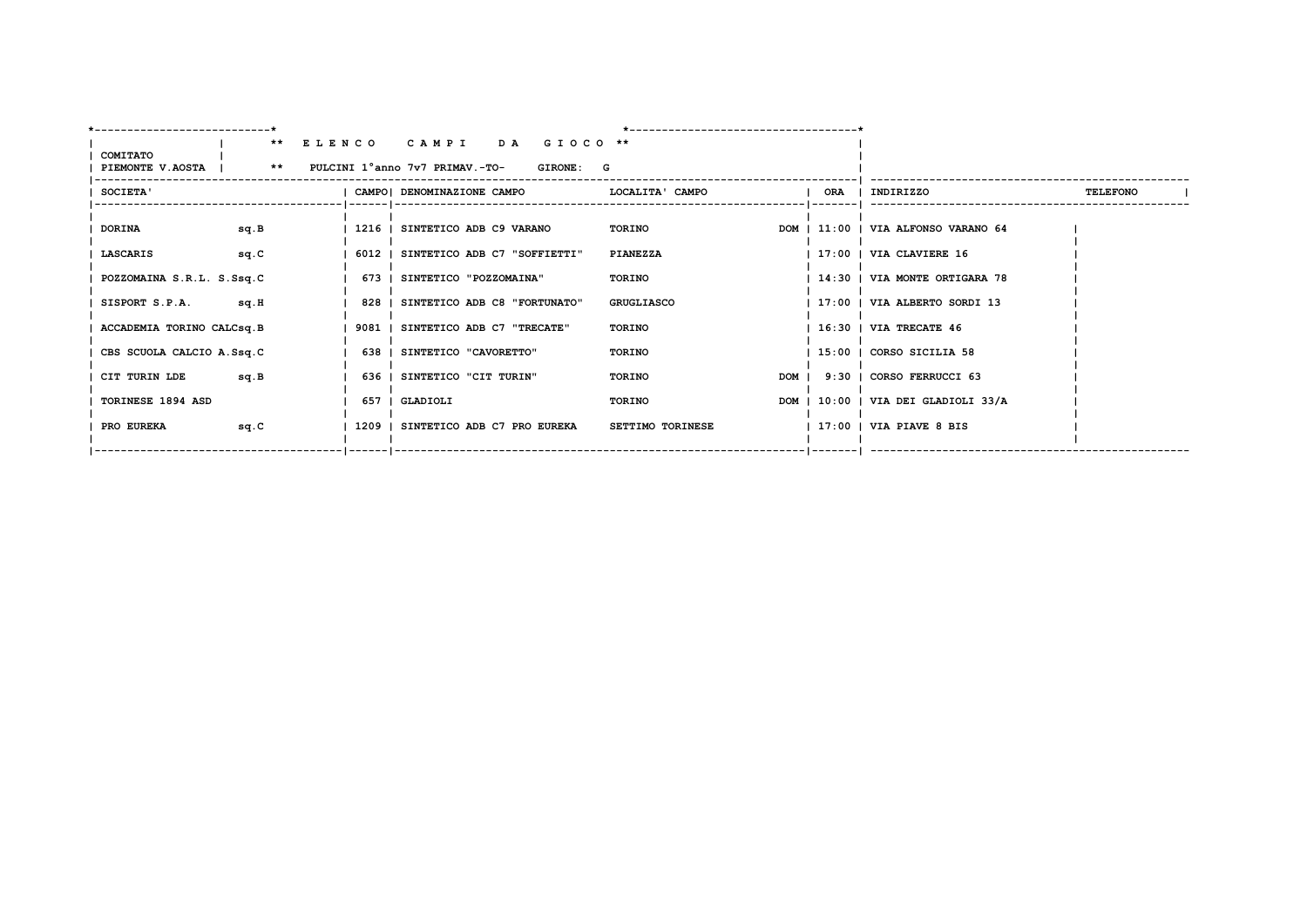**COMITATO PIEMONTE V.AOSTA**

**\*\* E L E N C O   C A M P I   D A   G I O C O \*\***

**\*\* PULCINI 1°anno 7v7 PRIMAV.-TO-   GIRONE: G**

| SOCIETA' | | CAMPO | DENOMINAZIONE CAMPO | LOCALITA' CAMPO | | ORA | INDIRIZZO | TELEFONO |
|---|---|---|---|---|---|---|---|---|
| DORINA | sq.B | 1216 | SINTETICO ADB C9 VARANO | TORINO | DOM | 11:00 | VIA ALFONSO VARANO 64 | |
| LASCARIS | sq.C | 6012 | SINTETICO ADB C7 "SOFFIETTI" | PIANEZZA | | 17:00 | VIA CLAVIERE 16 | |
| POZZOMAINA S.R.L. S.S | sq.C | 673 | SINTETICO "POZZOMAINA" | TORINO | | 14:30 | VIA MONTE ORTIGARA 78 | |
| SISPORT S.P.A. | sq.H | 828 | SINTETICO ADB C8 "FORTUNATO" | GRUGLIASCO | | 17:00 | VIA ALBERTO SORDI 13 | |
| ACCADEMIA TORINO CALC | sq.B | 9081 | SINTETICO ADB C7 "TRECATE" | TORINO | | 16:30 | VIA TRECATE 46 | |
| CBS SCUOLA CALCIO A.S | sq.C | 638 | SINTETICO "CAVORETTO" | TORINO | | 15:00 | CORSO SICILIA 58 | |
| CIT TURIN LDE | sq.B | 636 | SINTETICO "CIT TURIN" | TORINO | DOM | 9:30 | CORSO FERRUCCI 63 | |
| TORINESE 1894 ASD | | 657 | GLADIOLI | TORINO | DOM | 10:00 | VIA DEI GLADIOLI 33/A | |
| PRO EUREKA | sq.C | 1209 | SINTETICO ADB C7 PRO EUREKA | SETTIMO TORINESE | | 17:00 | VIA PIAVE 8 BIS | |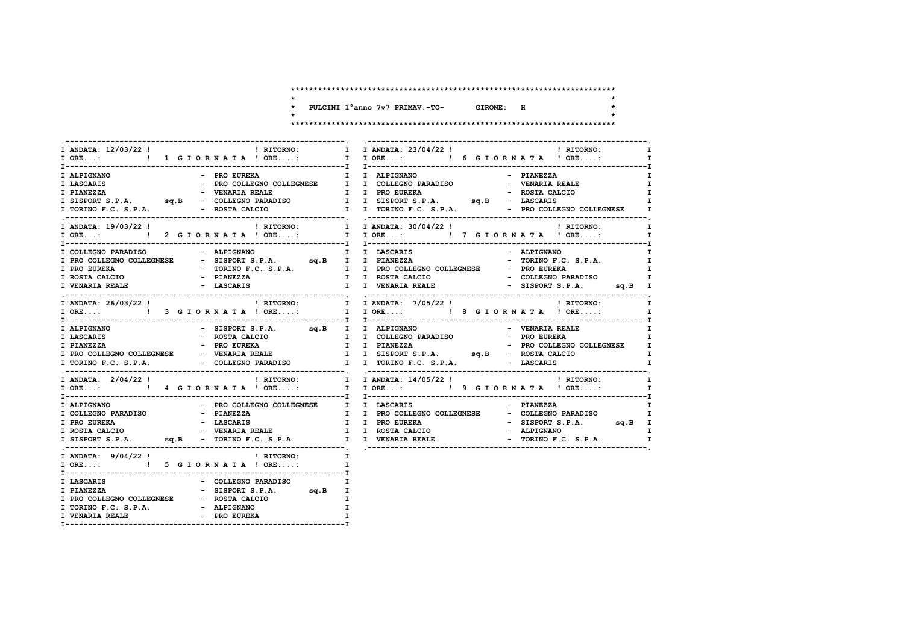# PULCINI 1°anno 7v7 PRIMAV.-TO- GIRONE: H

| ANDATA: 12/03/22 | 1 GIORNATA | RITORNO: |
|---|---|---|
| ORE...: | | ORE....: |
| ALPIGNANO | - PRO EUREKA | |
| LASCARIS | - PRO COLLEGNO COLLEGNESE | |
| PIANEZZA | - VENARIA REALE | |
| SISPORT S.P.A. sq.B | - COLLEGNO PARADISO | |
| TORINO F.C. S.P.A. | - ROSTA CALCIO | |

| ANDATA: 19/03/22 | 2 GIORNATA | RITORNO: |
|---|---|---|
| ORE...: | | ORE....: |
| COLLEGNO PARADISO | - ALPIGNANO | |
| PRO COLLEGNO COLLEGNESE | - SISPORT S.P.A. sq.B | |
| PRO EUREKA | - TORINO F.C. S.P.A. | |
| ROSTA CALCIO | - PIANEZZA | |
| VENARIA REALE | - LASCARIS | |

| ANDATA: 26/03/22 | 3 GIORNATA | RITORNO: |
|---|---|---|
| ORE...: | | ORE....: |
| ALPIGNANO | - SISPORT S.P.A. sq.B | |
| LASCARIS | - ROSTA CALCIO | |
| PIANEZZA | - PRO EUREKA | |
| PRO COLLEGNO COLLEGNESE | - VENARIA REALE | |
| TORINO F.C. S.P.A. | - COLLEGNO PARADISO | |

| ANDATA: 2/04/22 | 4 GIORNATA | RITORNO: |
|---|---|---|
| ORE...: | | ORE....: |
| ALPIGNANO | - PRO COLLEGNO COLLEGNESE | |
| COLLEGNO PARADISO | - PIANEZZA | |
| PRO EUREKA | - LASCARIS | |
| ROSTA CALCIO | - VENARIA REALE | |
| SISPORT S.P.A. sq.B | - TORINO F.C. S.P.A. | |

| ANDATA: 9/04/22 | 5 GIORNATA | RITORNO: |
|---|---|---|
| ORE...: | | ORE....: |
| LASCARIS | - COLLEGNO PARADISO | |
| PIANEZZA | - SISPORT S.P.A. sq.B | |
| PRO COLLEGNO COLLEGNESE | - ROSTA CALCIO | |
| TORINO F.C. S.P.A. | - ALPIGNANO | |
| VENARIA REALE | - PRO EUREKA | |

| ANDATA: 23/04/22 | 6 GIORNATA | RITORNO: |
|---|---|---|
| ORE...: | | ORE....: |
| ALPIGNANO | - PIANEZZA | |
| COLLEGNO PARADISO | - VENARIA REALE | |
| PRO EUREKA | - ROSTA CALCIO | |
| SISPORT S.P.A. sq.B | - LASCARIS | |
| TORINO F.C. S.P.A. | - PRO COLLEGNO COLLEGNESE | |

| ANDATA: 30/04/22 | 7 GIORNATA | RITORNO: |
|---|---|---|
| ORE...: | | ORE....: |
| LASCARIS | - ALPIGNANO | |
| PIANEZZA | - TORINO F.C. S.P.A. | |
| PRO COLLEGNO COLLEGNESE | - PRO EUREKA | |
| ROSTA CALCIO | - COLLEGNO PARADISO | |
| VENARIA REALE | - SISPORT S.P.A. sq.B | |

| ANDATA: 7/05/22 | 8 GIORNATA | RITORNO: |
|---|---|---|
| ORE...: | | ORE....: |
| ALPIGNANO | - VENARIA REALE | |
| COLLEGNO PARADISO | - PRO EUREKA | |
| PIANEZZA | - PRO COLLEGNO COLLEGNESE | |
| SISPORT S.P.A. sq.B | - ROSTA CALCIO | |
| TORINO F.C. S.P.A. | - LASCARIS | |

| ANDATA: 14/05/22 | 9 GIORNATA | RITORNO: |
|---|---|---|
| ORE...: | | ORE....: |
| LASCARIS | - PIANEZZA | |
| PRO COLLEGNO COLLEGNESE | - COLLEGNO PARADISO | |
| PRO EUREKA | - SISPORT S.P.A. sq.B | |
| ROSTA CALCIO | - ALPIGNANO | |
| VENARIA REALE | - TORINO F.C. S.P.A. | |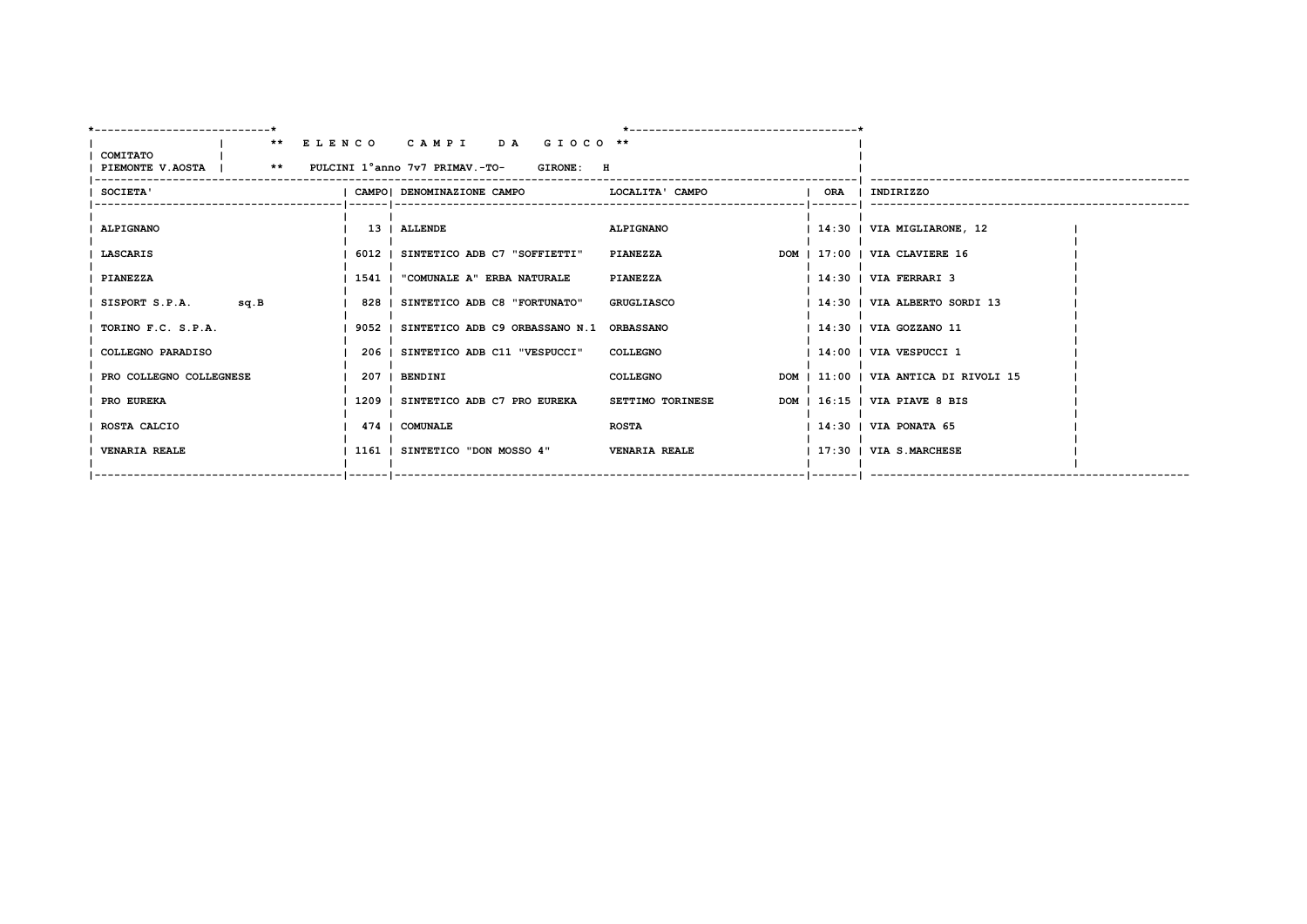**COMITATO PIEMONTE V.AOSTA**

**\*\* E L E N C O   C A M P I   D A   G I O C O \*\***

**\*\* PULCINI 1°anno 7v7 PRIMAV.-TO-   GIRONE: H**

| SOCIETA' | CAMPO | DENOMINAZIONE CAMPO | LOCALITA' CAMPO | | ORA | INDIRIZZO |
|---|---|---|---|---|---|---|
| ALPIGNANO | 13 | ALLENDE | ALPIGNANO | | 14:30 | VIA MIGLIARONE, 12 |
| LASCARIS | 6012 | SINTETICO ADB C7 "SOFFIETTI" | PIANEZZA | DOM | 17:00 | VIA CLAVIERE 16 |
| PIANEZZA | 1541 | "COMUNALE A" ERBA NATURALE | PIANEZZA | | 14:30 | VIA FERRARI 3 |
| SISPORT S.P.A. sq.B | 828 | SINTETICO ADB C8 "FORTUNATO" | GRUGLIASCO | | 14:30 | VIA ALBERTO SORDI 13 |
| TORINO F.C. S.P.A. | 9052 | SINTETICO ADB C9 ORBASSANO N.1 | ORBASSANO | | 14:30 | VIA GOZZANO 11 |
| COLLEGNO PARADISO | 206 | SINTETICO ADB C11 "VESPUCCI" | COLLEGNO | | 14:00 | VIA VESPUCCI 1 |
| PRO COLLEGNO COLLEGNESE | 207 | BENDINI | COLLEGNO | DOM | 11:00 | VIA ANTICA DI RIVOLI 15 |
| PRO EUREKA | 1209 | SINTETICO ADB C7 PRO EUREKA | SETTIMO TORINESE | DOM | 16:15 | VIA PIAVE 8 BIS |
| ROSTA CALCIO | 474 | COMUNALE | ROSTA | | 14:30 | VIA PONATA 65 |
| VENARIA REALE | 1161 | SINTETICO "DON MOSSO 4" | VENARIA REALE | | 17:30 | VIA S.MARCHESE |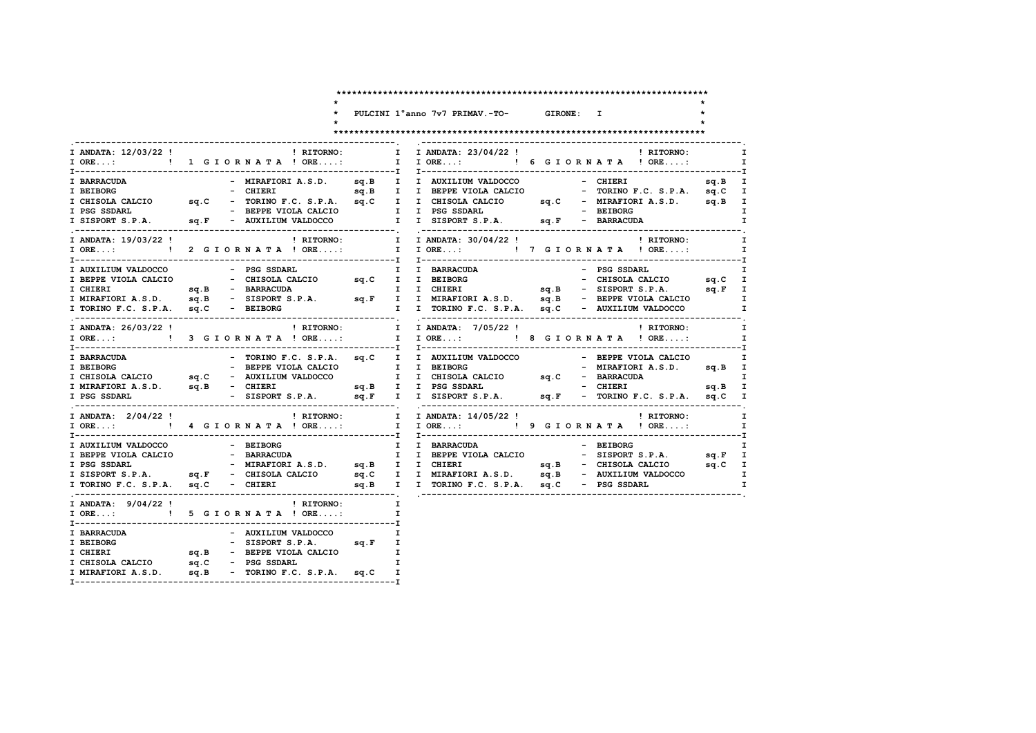# PULCINI 1°anno 7v7 PRIMAV.-TO- GIRONE: I

| ANDATA: 12/03/22 | 1 GIORNATA | RITORNO: |
|---|---|---|
| BARRACUDA | MIRAFIORI A.S.D. sq.B | |
| BEIBORG | CHIERI sq.B | |
| CHISOLA CALCIO sq.C | TORINO F.C. S.P.A. sq.C | |
| PSG SSDARL | BEPPE VIOLA CALCIO | |
| SISPORT S.P.A. sq.F | AUXILIUM VALDOCCO | |

| ANDATA: 19/03/22 | 2 GIORNATA | RITORNO: |
|---|---|---|
| AUXILIUM VALDOCCO | PSG SSDARL | |
| BEPPE VIOLA CALCIO | CHISOLA CALCIO sq.C | |
| CHIERI sq.B | BARRACUDA | |
| MIRAFIORI A.S.D. sq.B | SISPORT S.P.A. sq.F | |
| TORINO F.C. S.P.A. sq.C | BEIBORG | |

| ANDATA: 26/03/22 | 3 GIORNATA | RITORNO: |
|---|---|---|
| BARRACUDA | TORINO F.C. S.P.A. sq.C | |
| BEIBORG | BEPPE VIOLA CALCIO | |
| CHISOLA CALCIO sq.C | AUXILIUM VALDOCCO | |
| MIRAFIORI A.S.D. sq.B | CHIERI sq.B | |
| PSG SSDARL | SISPORT S.P.A. sq.F | |

| ANDATA: 2/04/22 | 4 GIORNATA | RITORNO: |
|---|---|---|
| AUXILIUM VALDOCCO | BEIBORG | |
| BEPPE VIOLA CALCIO | BARRACUDA | |
| PSG SSDARL | MIRAFIORI A.S.D. sq.B | |
| SISPORT S.P.A. sq.F | CHISOLA CALCIO sq.C | |
| TORINO F.C. S.P.A. sq.C | CHIERI sq.B | |

| ANDATA: 9/04/22 | 5 GIORNATA | RITORNO: |
|---|---|---|
| BARRACUDA | AUXILIUM VALDOCCO | |
| BEIBORG | SISPORT S.P.A. sq.F | |
| CHIERI sq.B | BEPPE VIOLA CALCIO | |
| CHISOLA CALCIO sq.C | PSG SSDARL | |
| MIRAFIORI A.S.D. sq.B | TORINO F.C. S.P.A. sq.C | |

| ANDATA: 23/04/22 | 6 GIORNATA | RITORNO: |
|---|---|---|
| AUXILIUM VALDOCCO | CHIERI sq.B | |
| BEPPE VIOLA CALCIO | TORINO F.C. S.P.A. sq.C | |
| CHISOLA CALCIO sq.C | MIRAFIORI A.S.D. sq.B | |
| PSG SSDARL | BEIBORG | |
| SISPORT S.P.A. sq.F | BARRACUDA | |

| ANDATA: 30/04/22 | 7 GIORNATA | RITORNO: |
|---|---|---|
| BARRACUDA | PSG SSDARL | |
| BEIBORG | CHISOLA CALCIO sq.C | |
| CHIERI sq.B | SISPORT S.P.A. sq.F | |
| MIRAFIORI A.S.D. sq.B | BEPPE VIOLA CALCIO | |
| TORINO F.C. S.P.A. sq.C | AUXILIUM VALDOCCO | |

| ANDATA: 7/05/22 | 8 GIORNATA | RITORNO: |
|---|---|---|
| AUXILIUM VALDOCCO | BEPPE VIOLA CALCIO | |
| BEIBORG | MIRAFIORI A.S.D. sq.B | |
| CHISOLA CALCIO sq.C | BARRACUDA | |
| PSG SSDARL | CHIERI sq.B | |
| SISPORT S.P.A. sq.F | TORINO F.C. S.P.A. sq.C | |

| ANDATA: 14/05/22 | 9 GIORNATA | RITORNO: |
|---|---|---|
| BARRACUDA | BEIBORG | |
| BEPPE VIOLA CALCIO | SISPORT S.P.A. sq.F | |
| CHIERI sq.B | CHISOLA CALCIO sq.C | |
| MIRAFIORI A.S.D. sq.B | AUXILIUM VALDOCCO | |
| TORINO F.C. S.P.A. sq.C | PSG SSDARL | |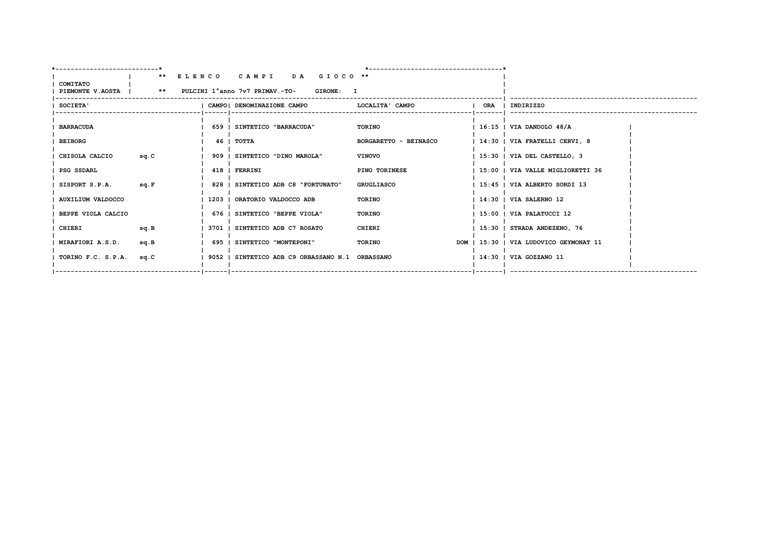**\*\* E L E N C O   C A M P I   D A   G I O C O \*\***

**COMITATO PIEMONTE V.AOSTA** | **\*\* PULCINI 1°anno 7v7 PRIMAV.-TO- GIRONE: I**

| SOCIETA' | | CAMPO | DENOMINAZIONE CAMPO | LOCALITA' CAMPO | | ORA | INDIRIZZO |
|---|---|---|---|---|---|---|---|
| BARRACUDA | | 659 | SINTETICO "BARRACUDA" | TORINO | | 16:15 | VIA DANDOLO 48/A |
| BEIBORG | | 46 | TOTTA | BORGARETTO - BEINASCO | | 14:30 | VIA FRATELLI CERVI, 8 |
| CHISOLA CALCIO | sq.C | 909 | SINTETICO "DINO MAROLA" | VINOVO | | 15:30 | VIA DEL CASTELLO, 3 |
| PSG SSDARL | | 418 | FERRINI | PINO TORINESE | | 15:00 | VIA VALLE MIGLIORETTI 36 |
| SISPORT S.P.A. | sq.F | 828 | SINTETICO ADB C8 "FORTUNATO" | GRUGLIASCO | | 15:45 | VIA ALBERTO SORDI 13 |
| AUXILIUM VALDOCCO | | 1203 | ORATORIO VALDOCCO ADB | TORINO | | 14:30 | VIA SALERNO 12 |
| BEPPE VIOLA CALCIO | | 676 | SINTETICO "BEPPE VIOLA" | TORINO | | 15:00 | VIA PALATUCCI 12 |
| CHIERI | sq.B | 3701 | SINTETICO ADB C7 ROSATO | CHIERI | | 15:30 | STRADA ANDEZENO, 76 |
| MIRAFIORI A.S.D. | sq.B | 695 | SINTETICO "MONTEPONI" | TORINO | DOM | 15:30 | VIA LUDOVICO GEYMONAT 11 |
| TORINO F.C. S.P.A. | sq.C | 9052 | SINTETICO ADB C9 ORBASSANO N.1 | ORBASSANO | | 14:30 | VIA GOZZANO 11 |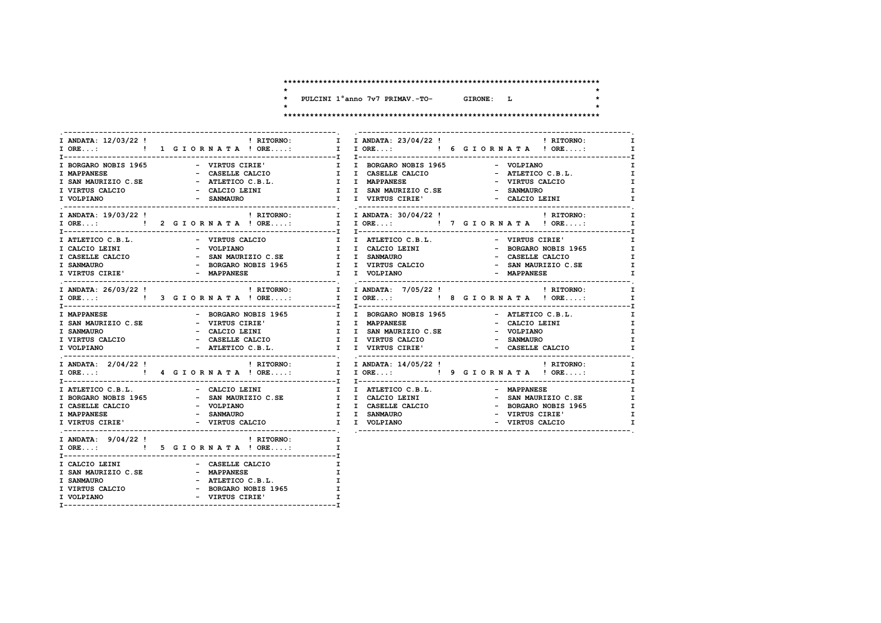**PULCINI 1°anno 7v7 PRIMAV.-TO- GIRONE: L**

| ANDATA: 12/03/22 | 1 GIORNATA | RITORNO: |
|---|---|---|
| ORE...: | | ORE....: |
| BORGARO NOBIS 1965 | - | VIRTUS CIRIE' |
| MAPPANESE | - | CASELLE CALCIO |
| SAN MAURIZIO C.SE | - | ATLETICO C.B.L. |
| VIRTUS CALCIO | - | CALCIO LEINI |
| VOLPIANO | - | SANMAURO |

| ANDATA: 19/03/22 | 2 GIORNATA | RITORNO: |
|---|---|---|
| ORE...: | | ORE....: |
| ATLETICO C.B.L. | - | VIRTUS CALCIO |
| CALCIO LEINI | - | VOLPIANO |
| CASELLE CALCIO | - | SAN MAURIZIO C.SE |
| SANMAURO | - | BORGARO NOBIS 1965 |
| VIRTUS CIRIE' | - | MAPPANESE |

| ANDATA: 26/03/22 | 3 GIORNATA | RITORNO: |
|---|---|---|
| ORE...: | | ORE....: |
| MAPPANESE | - | BORGARO NOBIS 1965 |
| SAN MAURIZIO C.SE | - | VIRTUS CIRIE' |
| SANMAURO | - | CALCIO LEINI |
| VIRTUS CALCIO | - | CASELLE CALCIO |
| VOLPIANO | - | ATLETICO C.B.L. |

| ANDATA: 2/04/22 | 4 GIORNATA | RITORNO: |
|---|---|---|
| ORE...: | | ORE....: |
| ATLETICO C.B.L. | - | CALCIO LEINI |
| BORGARO NOBIS 1965 | - | SAN MAURIZIO C.SE |
| CASELLE CALCIO | - | VOLPIANO |
| MAPPANESE | - | SANMAURO |
| VIRTUS CIRIE' | - | VIRTUS CALCIO |

| ANDATA: 9/04/22 | 5 GIORNATA | RITORNO: |
|---|---|---|
| ORE...: | | ORE....: |
| CALCIO LEINI | - | CASELLE CALCIO |
| SAN MAURIZIO C.SE | - | MAPPANESE |
| SANMAURO | - | ATLETICO C.B.L. |
| VIRTUS CALCIO | - | BORGARO NOBIS 1965 |
| VOLPIANO | - | VIRTUS CIRIE' |

| ANDATA: 23/04/22 | 6 GIORNATA | RITORNO: |
|---|---|---|
| ORE...: | | ORE....: |
| BORGARO NOBIS 1965 | - | VOLPIANO |
| CASELLE CALCIO | - | ATLETICO C.B.L. |
| MAPPANESE | - | VIRTUS CALCIO |
| SAN MAURIZIO C.SE | - | SANMAURO |
| VIRTUS CIRIE' | - | CALCIO LEINI |

| ANDATA: 30/04/22 | 7 GIORNATA | RITORNO: |
|---|---|---|
| ORE...: | | ORE....: |
| ATLETICO C.B.L. | - | VIRTUS CIRIE' |
| CALCIO LEINI | - | BORGARO NOBIS 1965 |
| SANMAURO | - | CASELLE CALCIO |
| VIRTUS CALCIO | - | SAN MAURIZIO C.SE |
| VOLPIANO | - | MAPPANESE |

| ANDATA: 7/05/22 | 8 GIORNATA | RITORNO: |
|---|---|---|
| ORE...: | | ORE....: |
| BORGARO NOBIS 1965 | - | ATLETICO C.B.L. |
| MAPPANESE | - | CALCIO LEINI |
| SAN MAURIZIO C.SE | - | VOLPIANO |
| VIRTUS CALCIO | - | SANMAURO |
| VIRTUS CIRIE' | - | CASELLE CALCIO |

| ANDATA: 14/05/22 | 9 GIORNATA | RITORNO: |
|---|---|---|
| ORE...: | | ORE....: |
| ATLETICO C.B.L. | - | MAPPANESE |
| CALCIO LEINI | - | SAN MAURIZIO C.SE |
| CASELLE CALCIO | - | BORGARO NOBIS 1965 |
| SANMAURO | - | VIRTUS CIRIE' |
| VOLPIANO | - | VIRTUS CALCIO |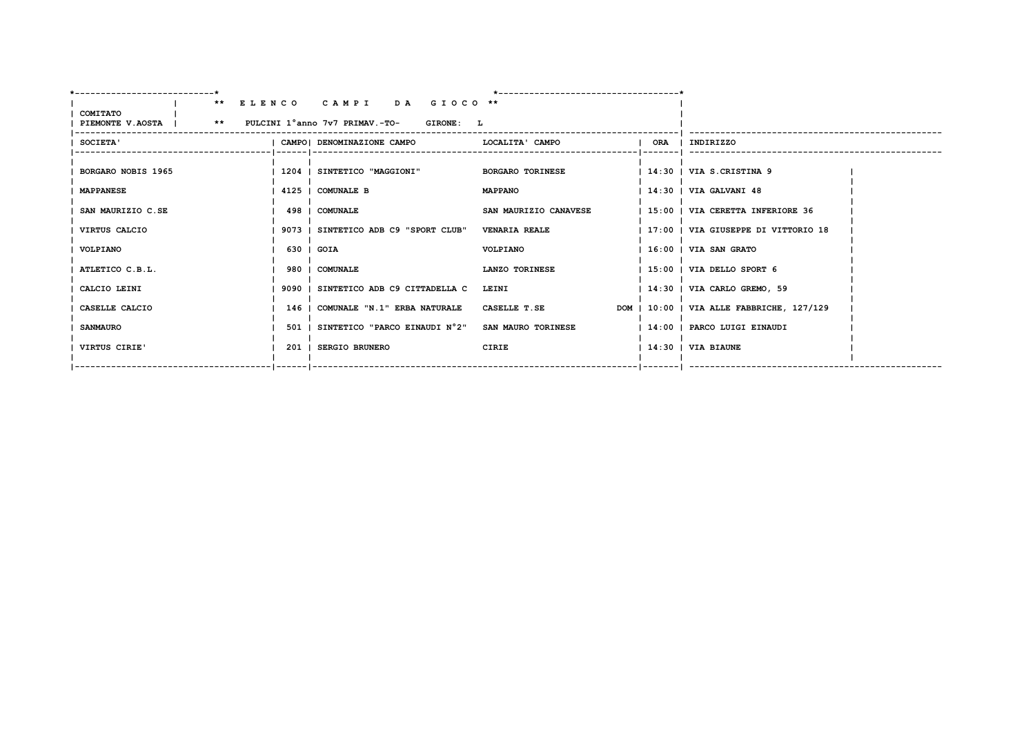**\*\* E L E N C O   C A M P I   D A   G I O C O \*\***

**COMITATO PIEMONTE V.AOSTA** | **\*\* PULCINI 1°anno 7v7 PRIMAV.-TO-   GIRONE: L**

| SOCIETA' | CAMPO | DENOMINAZIONE CAMPO | LOCALITA' CAMPO | | ORA | INDIRIZZO |
|---|---|---|---|---|---|---|
| BORGARO NOBIS 1965 | 1204 | SINTETICO "MAGGIONI" | BORGARO TORINESE | | 14:30 | VIA S.CRISTINA 9 |
| MAPPANESE | 4125 | COMUNALE B | MAPPANO | | 14:30 | VIA GALVANI 48 |
| SAN MAURIZIO C.SE | 498 | COMUNALE | SAN MAURIZIO CANAVESE | | 15:00 | VIA CERETTA INFERIORE 36 |
| VIRTUS CALCIO | 9073 | SINTETICO ADB C9 "SPORT CLUB" | VENARIA REALE | | 17:00 | VIA GIUSEPPE DI VITTORIO 18 |
| VOLPIANO | 630 | GOIA | VOLPIANO | | 16:00 | VIA SAN GRATO |
| ATLETICO C.B.L. | 980 | COMUNALE | LANZO TORINESE | | 15:00 | VIA DELLO SPORT 6 |
| CALCIO LEINI | 9090 | SINTETICO ADB C9 CITTADELLA C | LEINI | | 14:30 | VIA CARLO GREMO, 59 |
| CASELLE CALCIO | 146 | COMUNALE "N.1" ERBA NATURALE | CASELLE T.SE | DOM | 10:00 | VIA ALLE FABBRICHE, 127/129 |
| SANMAURO | 501 | SINTETICO "PARCO EINAUDI N°2" | SAN MAURO TORINESE | | 14:00 | PARCO LUIGI EINAUDI |
| VIRTUS CIRIE' | 201 | SERGIO BRUNERO | CIRIE | | 14:30 | VIA BIAUNE |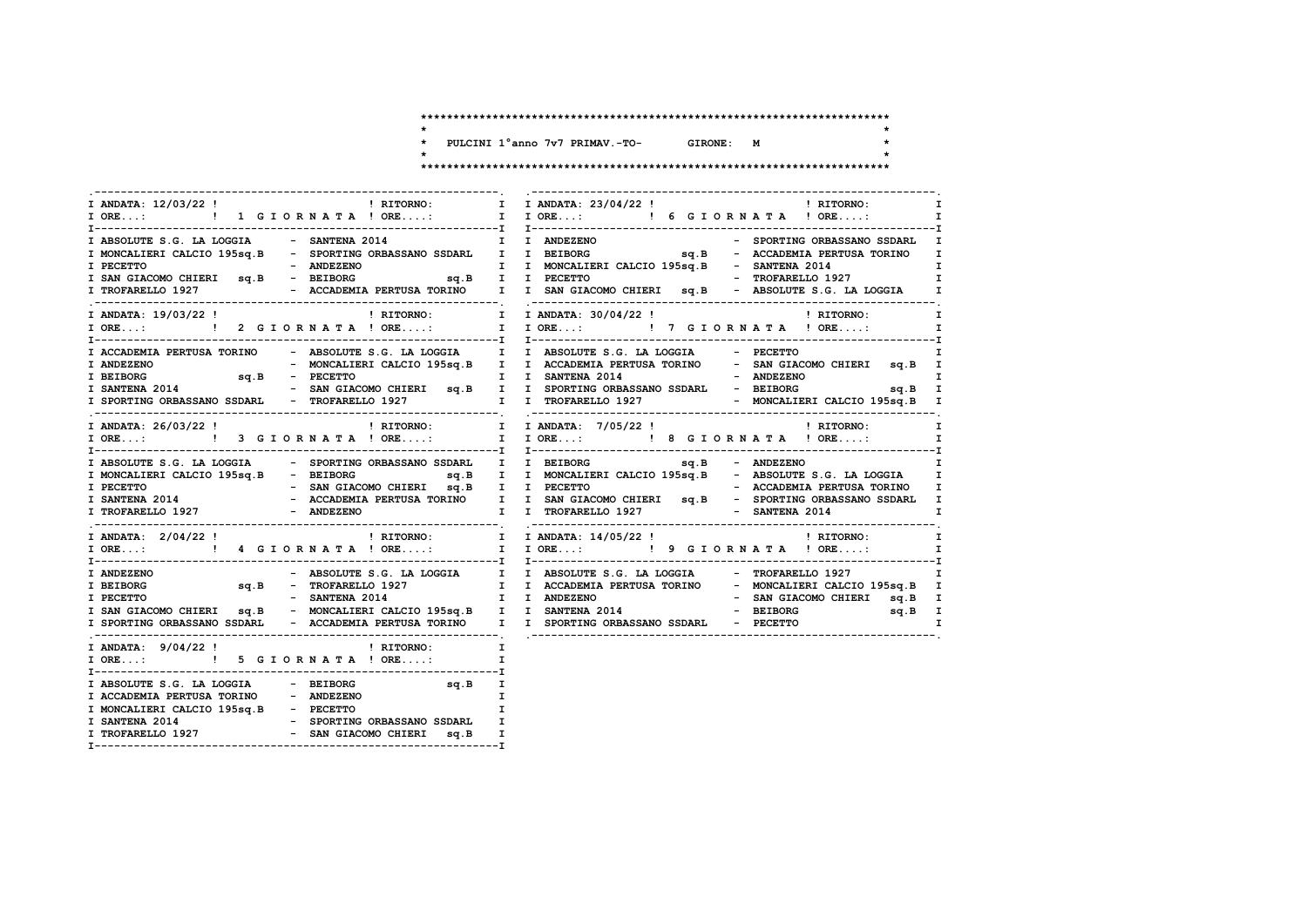# PULCINI 1°anno 7v7 PRIMAV.-TO- GIRONE: M

| ANDATA: 12/03/22 | 1 GIORNATA | RITORNO: |
|---|---|---|
| ORE...: | | ORE....: |
| ABSOLUTE S.G. LA LOGGIA | - | SANTENA 2014 |
| MONCALIERI CALCIO 195sq.B | - | SPORTING ORBASSANO SSDARL |
| PECETTO | - | ANDEZENO |
| SAN GIACOMO CHIERI sq.B | - | BEIBORG sq.B |
| TROFARELLO 1927 | - | ACCADEMIA PERTUSA TORINO |

| ANDATA: 19/03/22 | 2 GIORNATA | RITORNO: |
|---|---|---|
| ORE...: | | ORE....: |
| ACCADEMIA PERTUSA TORINO | - | ABSOLUTE S.G. LA LOGGIA |
| ANDEZENO | - | MONCALIERI CALCIO 195sq.B |
| BEIBORG sq.B | - | PECETTO |
| SANTENA 2014 | - | SAN GIACOMO CHIERI sq.B |
| SPORTING ORBASSANO SSDARL | - | TROFARELLO 1927 |

| ANDATA: 26/03/22 | 3 GIORNATA | RITORNO: |
|---|---|---|
| ORE...: | | ORE....: |
| ABSOLUTE S.G. LA LOGGIA | - | SPORTING ORBASSANO SSDARL |
| MONCALIERI CALCIO 195sq.B | - | BEIBORG sq.B |
| PECETTO | - | SAN GIACOMO CHIERI sq.B |
| SANTENA 2014 | - | ACCADEMIA PERTUSA TORINO |
| TROFARELLO 1927 | - | ANDEZENO |

| ANDATA: 2/04/22 | 4 GIORNATA | RITORNO: |
|---|---|---|
| ORE...: | | ORE....: |
| ANDEZENO | - | ABSOLUTE S.G. LA LOGGIA |
| BEIBORG sq.B | - | TROFARELLO 1927 |
| PECETTO | - | SANTENA 2014 |
| SAN GIACOMO CHIERI sq.B | - | MONCALIERI CALCIO 195sq.B |
| SPORTING ORBASSANO SSDARL | - | ACCADEMIA PERTUSA TORINO |

| ANDATA: 9/04/22 | 5 GIORNATA | RITORNO: |
|---|---|---|
| ORE...: | | ORE....: |
| ABSOLUTE S.G. LA LOGGIA | - | BEIBORG sq.B |
| ACCADEMIA PERTUSA TORINO | - | ANDEZENO |
| MONCALIERI CALCIO 195sq.B | - | PECETTO |
| SANTENA 2014 | - | SPORTING ORBASSANO SSDARL |
| TROFARELLO 1927 | - | SAN GIACOMO CHIERI sq.B |

| ANDATA: 23/04/22 | 6 GIORNATA | RITORNO: |
|---|---|---|
| ORE...: | | ORE....: |
| ANDEZENO | - | SPORTING ORBASSANO SSDARL |
| BEIBORG sq.B | - | ACCADEMIA PERTUSA TORINO |
| MONCALIERI CALCIO 195sq.B | - | SANTENA 2014 |
| PECETTO | - | TROFARELLO 1927 |
| SAN GIACOMO CHIERI sq.B | - | ABSOLUTE S.G. LA LOGGIA |

| ANDATA: 30/04/22 | 7 GIORNATA | RITORNO: |
|---|---|---|
| ORE...: | | ORE....: |
| ABSOLUTE S.G. LA LOGGIA | - | PECETTO |
| ACCADEMIA PERTUSA TORINO | - | SAN GIACOMO CHIERI sq.B |
| SANTENA 2014 | - | ANDEZENO |
| SPORTING ORBASSANO SSDARL | - | BEIBORG sq.B |
| TROFARELLO 1927 | - | MONCALIERI CALCIO 195sq.B |

| ANDATA: 7/05/22 | 8 GIORNATA | RITORNO: |
|---|---|---|
| ORE...: | | ORE....: |
| BEIBORG sq.B | - | ANDEZENO |
| MONCALIERI CALCIO 195sq.B | - | ABSOLUTE S.G. LA LOGGIA |
| PECETTO | - | ACCADEMIA PERTUSA TORINO |
| SAN GIACOMO CHIERI sq.B | - | SPORTING ORBASSANO SSDARL |
| TROFARELLO 1927 | - | SANTENA 2014 |

| ANDATA: 14/05/22 | 9 GIORNATA | RITORNO: |
|---|---|---|
| ORE...: | | ORE....: |
| ABSOLUTE S.G. LA LOGGIA | - | TROFARELLO 1927 |
| ACCADEMIA PERTUSA TORINO | - | MONCALIERI CALCIO 195sq.B |
| ANDEZENO | - | SAN GIACOMO CHIERI sq.B |
| SANTENA 2014 | - | BEIBORG sq.B |
| SPORTING ORBASSANO SSDARL | - | PECETTO |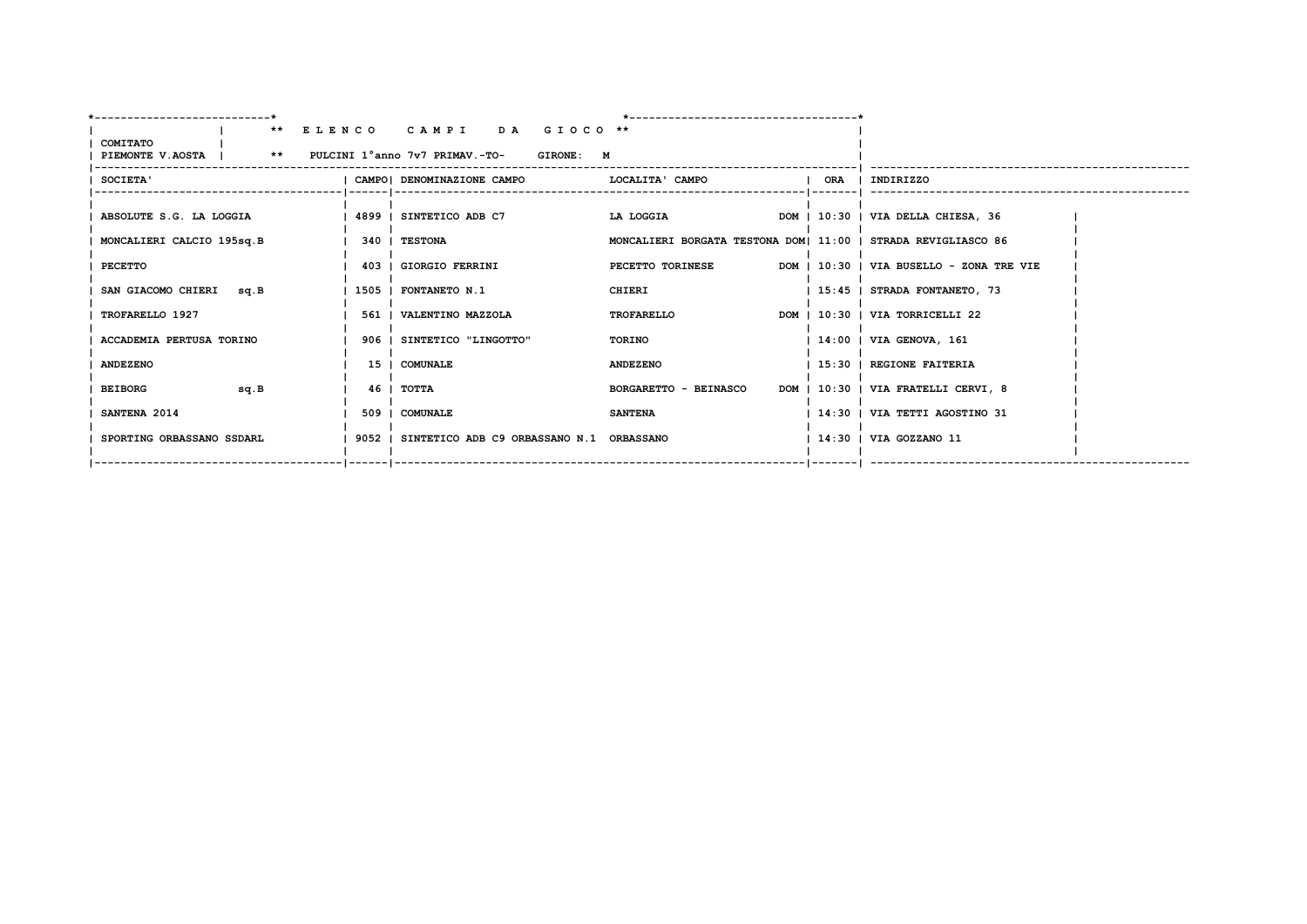** E L E N C O   C A M P I   D A   G I O C O **

COMITATO PIEMONTE V.AOSTA

** PULCINI 1°anno 7v7 PRIMAV.-TO-   GIRONE: M

| SOCIETA' | CAMPO | DENOMINAZIONE CAMPO | LOCALITA' CAMPO | | ORA | INDIRIZZO |
|---|---|---|---|---|---|---|
| ABSOLUTE S.G. LA LOGGIA | 4899 | SINTETICO ADB C7 | LA LOGGIA | DOM | 10:30 | VIA DELLA CHIESA, 36 |
| MONCALIERI CALCIO 195sq.B | 340 | TESTONA | MONCALIERI BORGATA TESTONA | DOM | 11:00 | STRADA REVIGLIASCO 86 |
| PECETTO | 403 | GIORGIO FERRINI | PECETTO TORINESE | DOM | 10:30 | VIA BUSELLO - ZONA TRE VIE |
| SAN GIACOMO CHIERI sq.B | 1505 | FONTANETO N.1 | CHIERI | | 15:45 | STRADA FONTANETO, 73 |
| TROFARELLO 1927 | 561 | VALENTINO MAZZOLA | TROFARELLO | DOM | 10:30 | VIA TORRICELLI 22 |
| ACCADEMIA PERTUSA TORINO | 906 | SINTETICO "LINGOTTO" | TORINO | | 14:00 | VIA GENOVA, 161 |
| ANDEZENO | 15 | COMUNALE | ANDEZENO | | 15:30 | REGIONE FAITERIA |
| BEIBORG sq.B | 46 | TOTTA | BORGARETTO - BEINASCO | DOM | 10:30 | VIA FRATELLI CERVI, 8 |
| SANTENA 2014 | 509 | COMUNALE | SANTENA | | 14:30 | VIA TETTI AGOSTINO 31 |
| SPORTING ORBASSANO SSDARL | 9052 | SINTETICO ADB C9 ORBASSANO N.1 | ORBASSANO | | 14:30 | VIA GOZZANO 11 |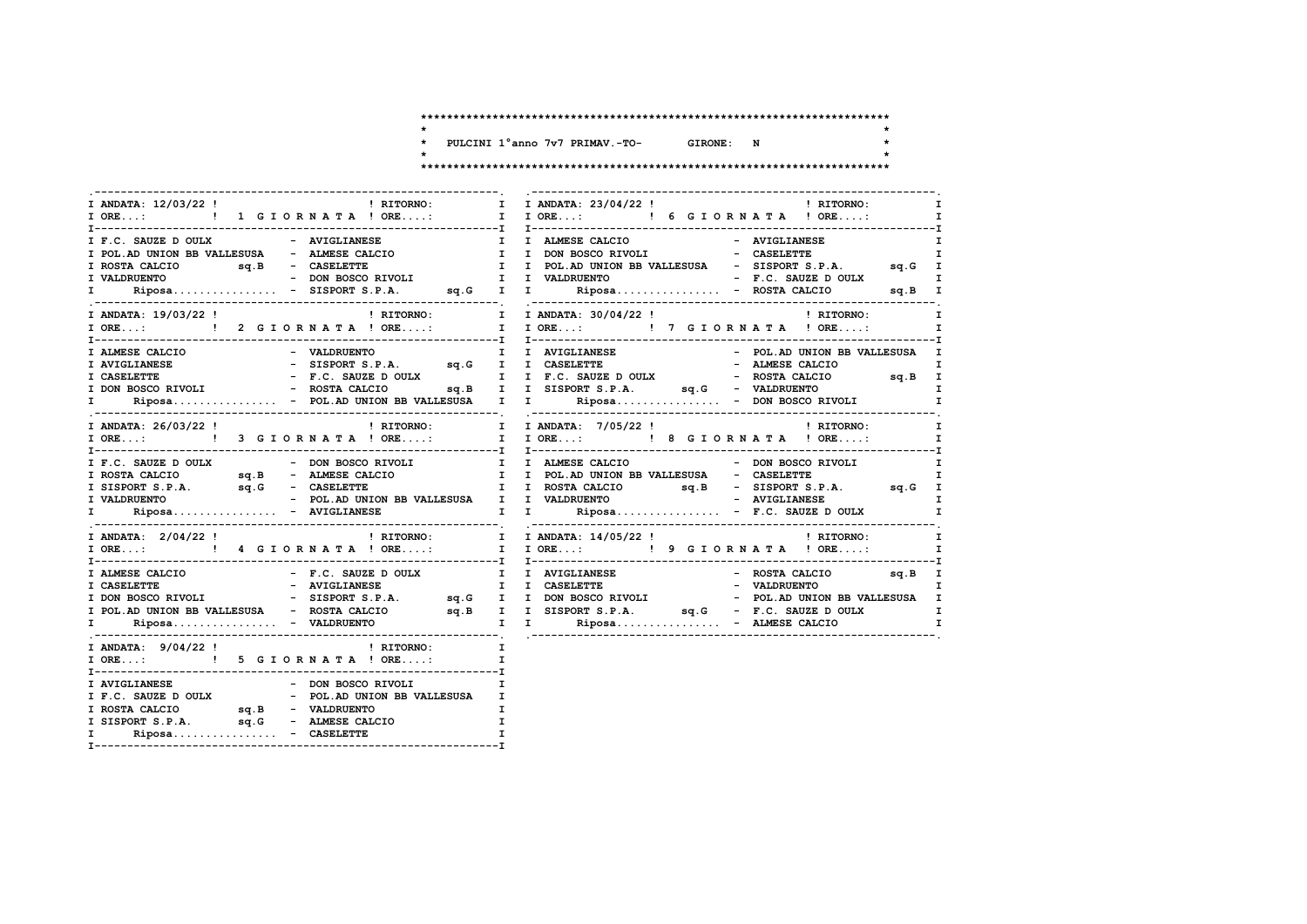# PULCINI 1°anno 7v7 PRIMAV.-TO- GIRONE: N

### 1 GIORNATA — ANDATA: 12/03/22 — RITORNO:

| Casa | Ospite |
|---|---|
| F.C. SAUZE D OULX | AVIGLIANESE |
| POL.AD UNION BB VALLESUSA | ALMESE CALCIO |
| ROSTA CALCIO sq.B | CASELETTE |
| VALDRUENTO | DON BOSCO RIVOLI |
| Riposa................ | SISPORT S.P.A. sq.G |

### 2 GIORNATA — ANDATA: 19/03/22 — RITORNO:

| Casa | Ospite |
|---|---|
| ALMESE CALCIO | VALDRUENTO |
| AVIGLIANESE | SISPORT S.P.A. sq.G |
| CASELETTE | F.C. SAUZE D OULX |
| DON BOSCO RIVOLI | ROSTA CALCIO sq.B |
| Riposa................ | POL.AD UNION BB VALLESUSA |

### 3 GIORNATA — ANDATA: 26/03/22 — RITORNO:

| Casa | Ospite |
|---|---|
| F.C. SAUZE D OULX | DON BOSCO RIVOLI |
| ROSTA CALCIO sq.B | ALMESE CALCIO |
| SISPORT S.P.A. sq.G | CASELETTE |
| VALDRUENTO | POL.AD UNION BB VALLESUSA |
| Riposa................ | AVIGLIANESE |

### 4 GIORNATA — ANDATA: 2/04/22 — RITORNO:

| Casa | Ospite |
|---|---|
| ALMESE CALCIO | F.C. SAUZE D OULX |
| CASELETTE | AVIGLIANESE |
| DON BOSCO RIVOLI | SISPORT S.P.A. sq.G |
| POL.AD UNION BB VALLESUSA | ROSTA CALCIO sq.B |
| Riposa................ | VALDRUENTO |

### 5 GIORNATA — ANDATA: 9/04/22 — RITORNO:

| Casa | Ospite |
|---|---|
| AVIGLIANESE | DON BOSCO RIVOLI |
| F.C. SAUZE D OULX | POL.AD UNION BB VALLESUSA |
| ROSTA CALCIO sq.B | VALDRUENTO |
| SISPORT S.P.A. sq.G | ALMESE CALCIO |
| Riposa................ | CASELETTE |

### 6 GIORNATA — ANDATA: 23/04/22 — RITORNO:

| Casa | Ospite |
|---|---|
| ALMESE CALCIO | AVIGLIANESE |
| DON BOSCO RIVOLI | CASELETTE |
| POL.AD UNION BB VALLESUSA | SISPORT S.P.A. sq.G |
| VALDRUENTO | F.C. SAUZE D OULX |
| Riposa................ | ROSTA CALCIO sq.B |

### 7 GIORNATA — ANDATA: 30/04/22 — RITORNO:

| Casa | Ospite |
|---|---|
| AVIGLIANESE | POL.AD UNION BB VALLESUSA |
| CASELETTE | ALMESE CALCIO |
| F.C. SAUZE D OULX | ROSTA CALCIO sq.B |
| SISPORT S.P.A. sq.G | VALDRUENTO |
| Riposa................ | DON BOSCO RIVOLI |

### 8 GIORNATA — ANDATA: 7/05/22 — RITORNO:

| Casa | Ospite |
|---|---|
| ALMESE CALCIO | DON BOSCO RIVOLI |
| POL.AD UNION BB VALLESUSA | CASELETTE |
| ROSTA CALCIO sq.B | SISPORT S.P.A. sq.G |
| VALDRUENTO | AVIGLIANESE |
| Riposa................ | F.C. SAUZE D OULX |

### 9 GIORNATA — ANDATA: 14/05/22 — RITORNO:

| Casa | Ospite |
|---|---|
| AVIGLIANESE | ROSTA CALCIO sq.B |
| CASELETTE | VALDRUENTO |
| DON BOSCO RIVOLI | POL.AD UNION BB VALLESUSA |
| SISPORT S.P.A. sq.G | F.C. SAUZE D OULX |
| Riposa................ | ALMESE CALCIO |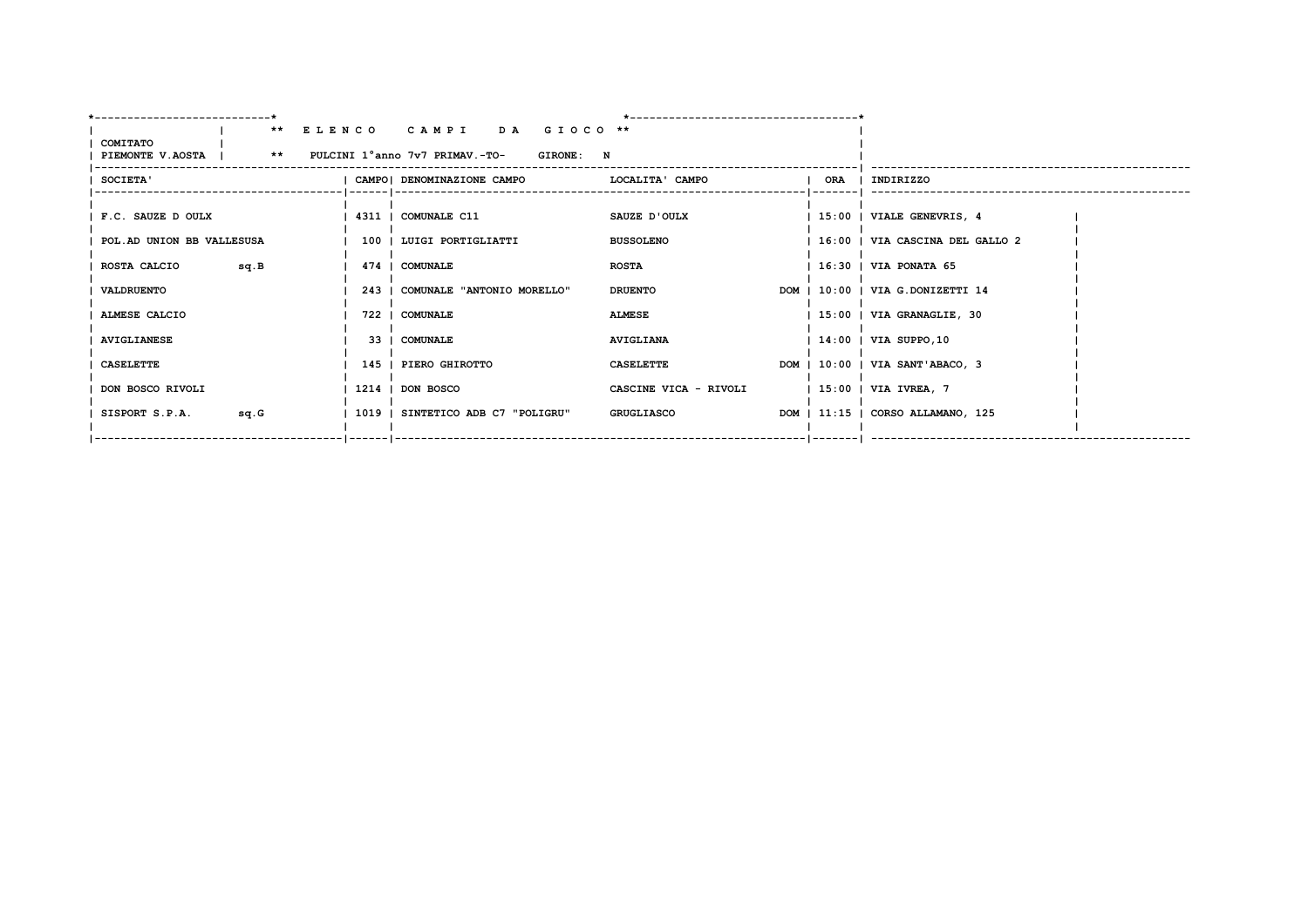**\*\* E L E N C O   C A M P I   D A   G I O C O \*\***

COMITATO
PIEMONTE V.AOSTA

**\*\* PULCINI 1°anno 7v7 PRIMAV.-TO-   GIRONE: N**

| SOCIETA' | CAMPO | DENOMINAZIONE CAMPO | LOCALITA' CAMPO | | ORA | INDIRIZZO |
|---|---|---|---|---|---|---|
| F.C. SAUZE D OULX | 4311 | COMUNALE C11 | SAUZE D'OULX | | 15:00 | VIALE GENEVRIS, 4 |
| POL.AD UNION BB VALLESUSA | 100 | LUIGI PORTIGLIATTI | BUSSOLENO | | 16:00 | VIA CASCINA DEL GALLO 2 |
| ROSTA CALCIO sq.B | 474 | COMUNALE | ROSTA | | 16:30 | VIA PONATA 65 |
| VALDRUENTO | 243 | COMUNALE "ANTONIO MORELLO" | DRUENTO | DOM | 10:00 | VIA G.DONIZETTI 14 |
| ALMESE CALCIO | 722 | COMUNALE | ALMESE | | 15:00 | VIA GRANAGLIE, 30 |
| AVIGLIANESE | 33 | COMUNALE | AVIGLIANA | | 14:00 | VIA SUPPO,10 |
| CASELETTE | 145 | PIERO GHIROTTO | CASELETTE | DOM | 10:00 | VIA SANT'ABACO, 3 |
| DON BOSCO RIVOLI | 1214 | DON BOSCO | CASCINE VICA - RIVOLI | | 15:00 | VIA IVREA, 7 |
| SISPORT S.P.A. sq.G | 1019 | SINTETICO ADB C7 "POLIGRU" | GRUGLIASCO | DOM | 11:15 | CORSO ALLAMANO, 125 |